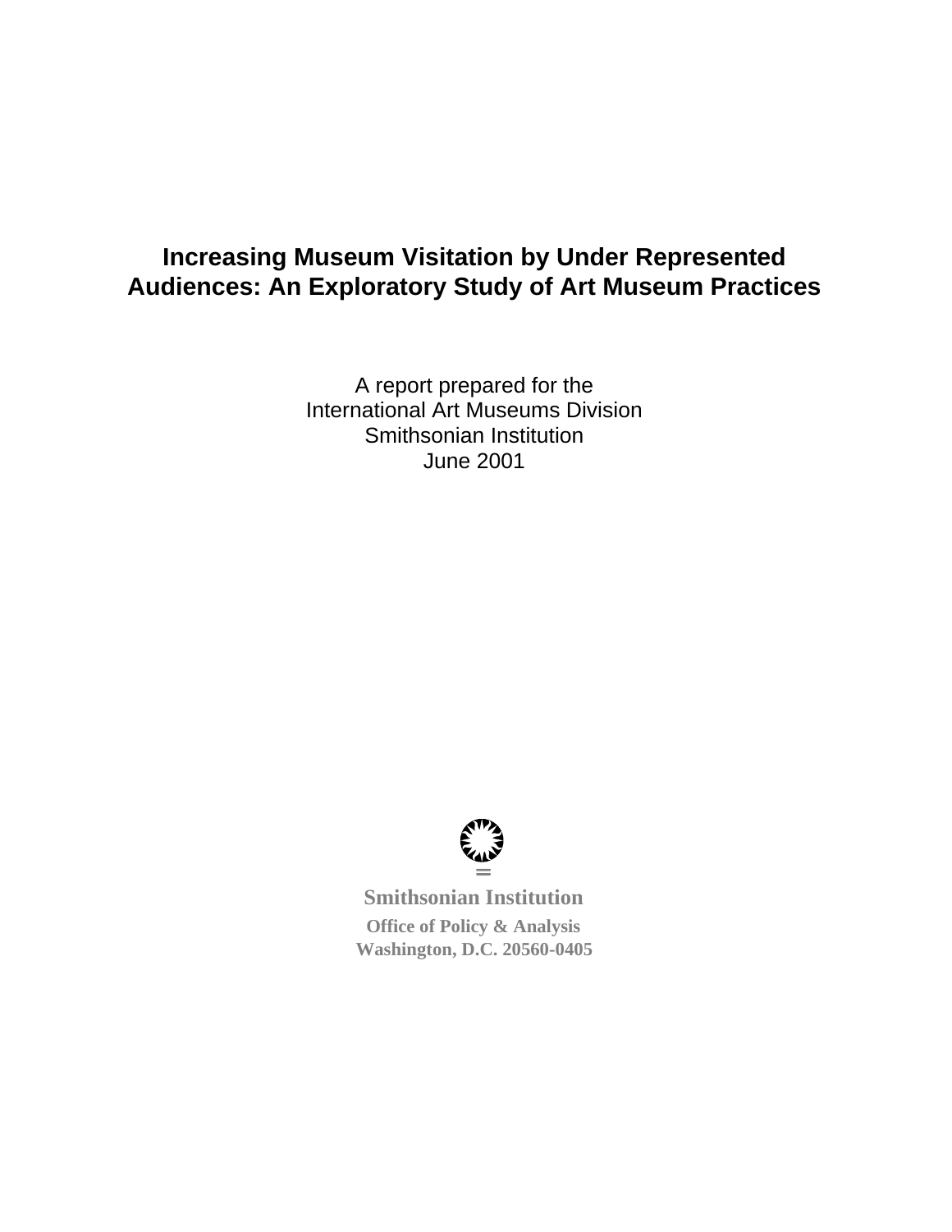# Increasing Museum Visitation by Under Represented Audiences: An Exploratory Study of Art Museum Practices

A report prepared for the
International Art Museums Division
Smithsonian Institution
June 2001

**Smithsonian Institution**

**Office of Policy & Analysis**
**Washington, D.C. 20560-0405**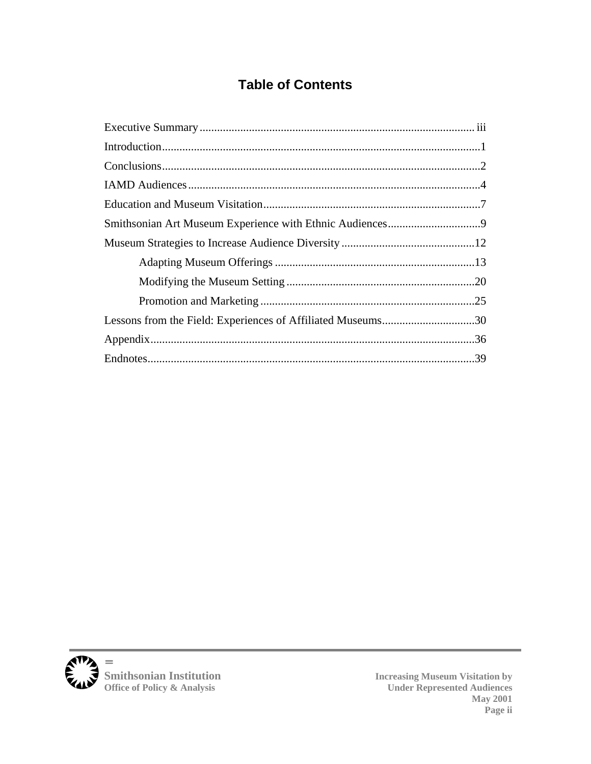# Table of Contents

Executive Summary ..... iii

Introduction ..... 1

Conclusions ..... 2

IAMD Audiences ..... 4

Education and Museum Visitation ..... 7

Smithsonian Art Museum Experience with Ethnic Audiences ..... 9

Museum Strategies to Increase Audience Diversity ..... 12

- Adapting Museum Offerings ..... 13
- Modifying the Museum Setting ..... 20
- Promotion and Marketing ..... 25

Lessons from the Field: Experiences of Affiliated Museums ..... 30

Appendix ..... 36

Endnotes ..... 39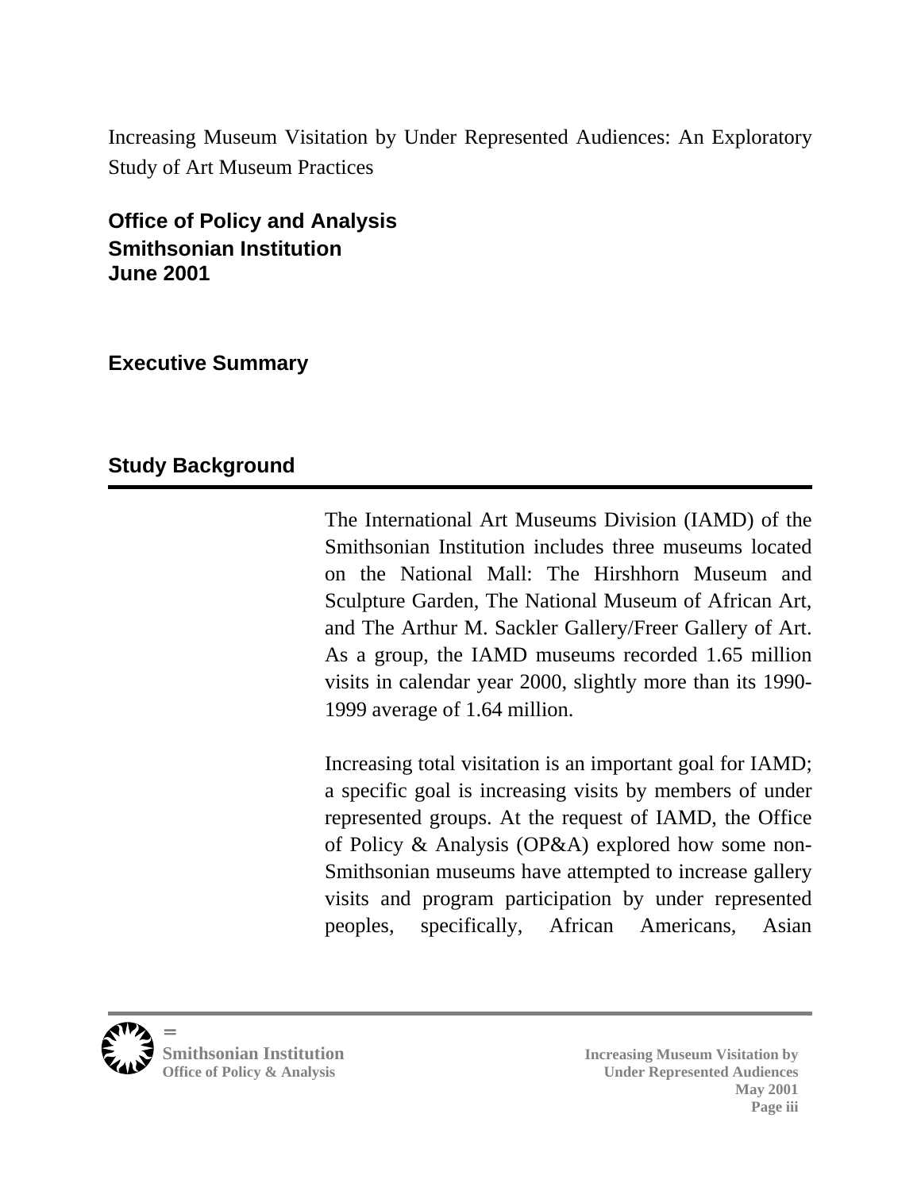Increasing Museum Visitation by Under Represented Audiences: An Exploratory Study of Art Museum Practices

**Office of Policy and Analysis**
**Smithsonian Institution**
**June 2001**

## Executive Summary

## Study Background

The International Art Museums Division (IAMD) of the Smithsonian Institution includes three museums located on the National Mall: The Hirshhorn Museum and Sculpture Garden, The National Museum of African Art, and The Arthur M. Sackler Gallery/Freer Gallery of Art. As a group, the IAMD museums recorded 1.65 million visits in calendar year 2000, slightly more than its 1990-1999 average of 1.64 million.

Increasing total visitation is an important goal for IAMD; a specific goal is increasing visits by members of under represented groups. At the request of IAMD, the Office of Policy & Analysis (OP&A) explored how some non-Smithsonian museums have attempted to increase gallery visits and program participation by under represented peoples, specifically, African Americans, Asian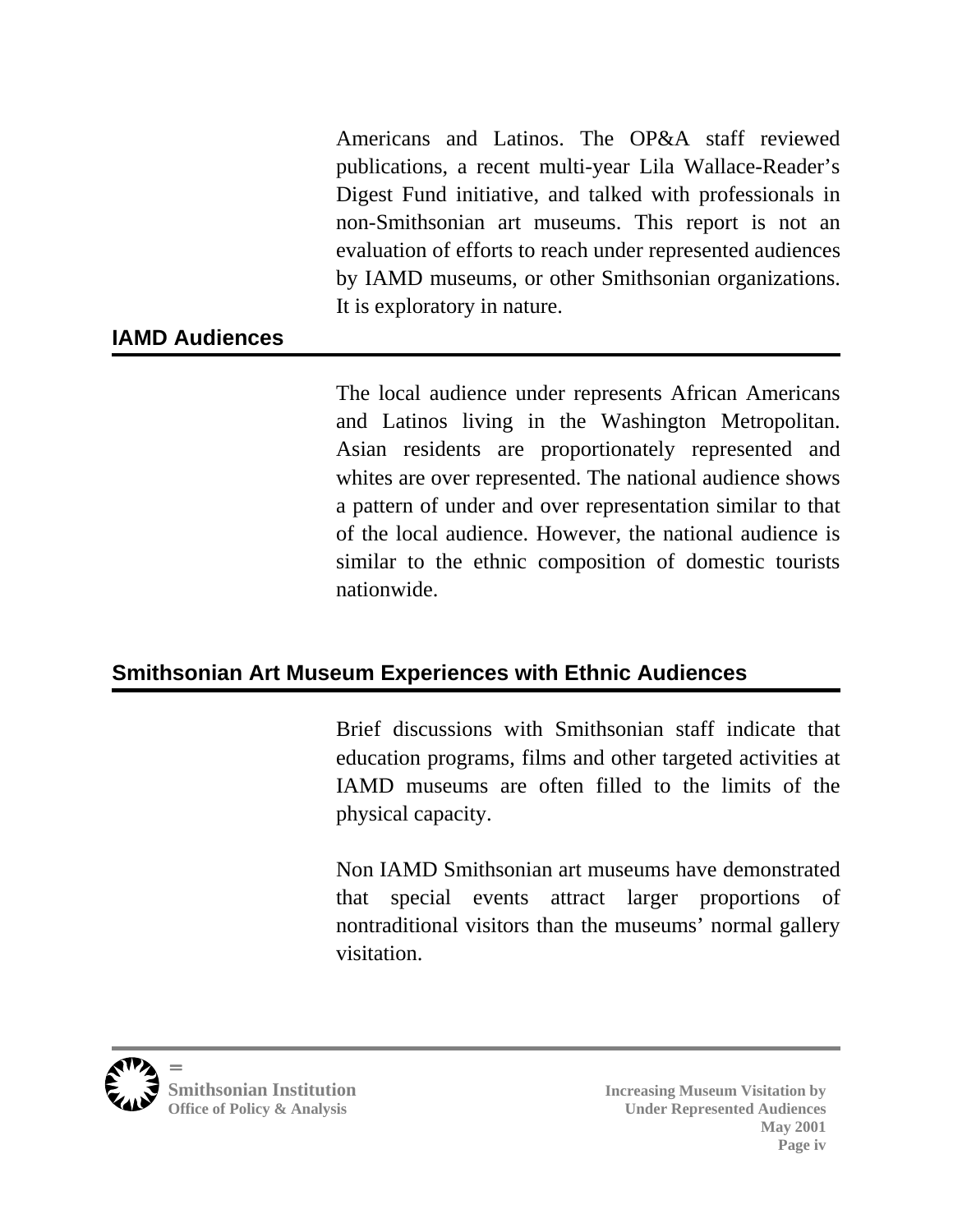Americans and Latinos. The OP&A staff reviewed publications, a recent multi-year Lila Wallace-Reader's Digest Fund initiative, and talked with professionals in non-Smithsonian art museums. This report is not an evaluation of efforts to reach under represented audiences by IAMD museums, or other Smithsonian organizations. It is exploratory in nature.

## IAMD Audiences

The local audience under represents African Americans and Latinos living in the Washington Metropolitan. Asian residents are proportionately represented and whites are over represented. The national audience shows a pattern of under and over representation similar to that of the local audience. However, the national audience is similar to the ethnic composition of domestic tourists nationwide.

## Smithsonian Art Museum Experiences with Ethnic Audiences

Brief discussions with Smithsonian staff indicate that education programs, films and other targeted activities at IAMD museums are often filled to the limits of the physical capacity.

Non IAMD Smithsonian art museums have demonstrated that special events attract larger proportions of nontraditional visitors than the museums' normal gallery visitation.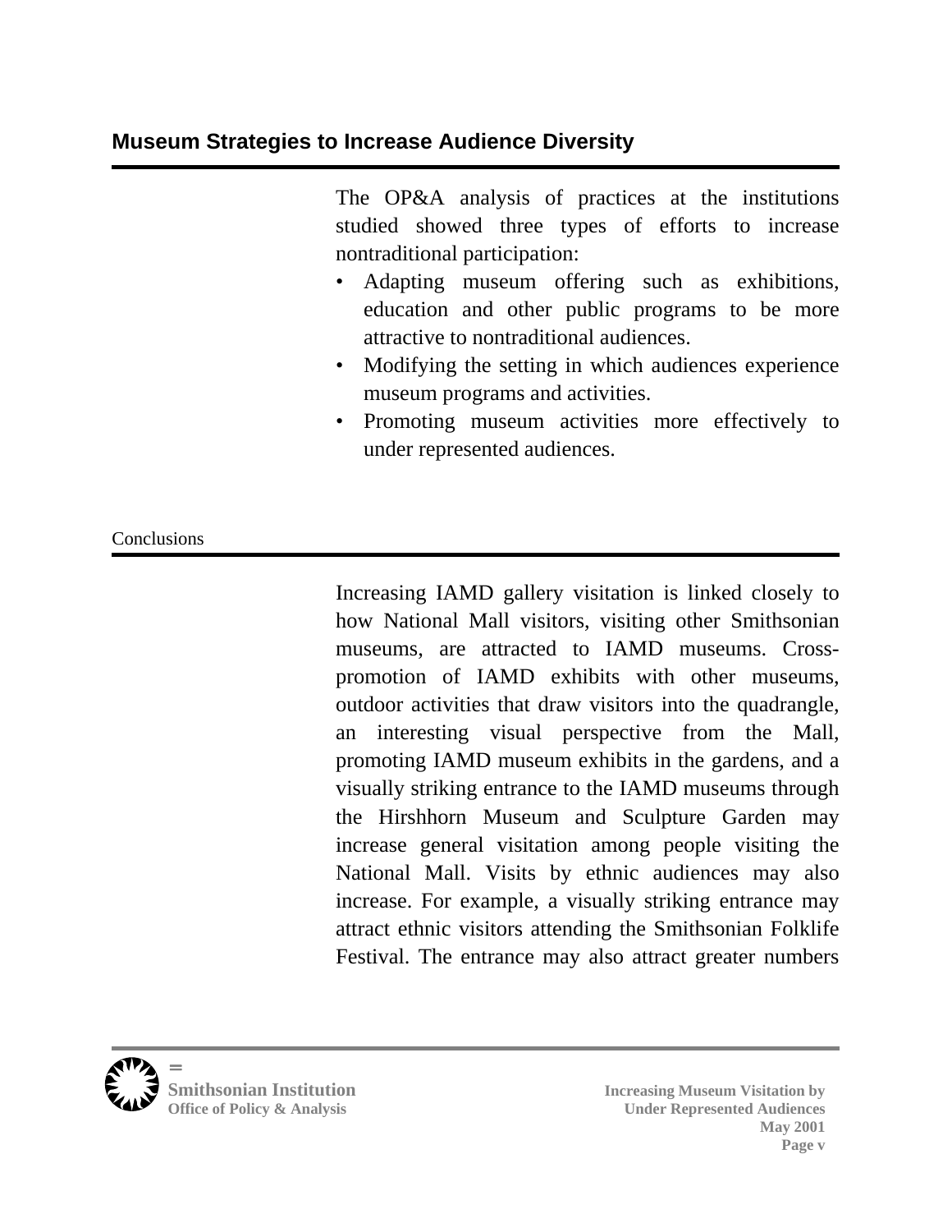## Museum Strategies to Increase Audience Diversity

The OP&A analysis of practices at the institutions studied showed three types of efforts to increase nontraditional participation:

- Adapting museum offering such as exhibitions, education and other public programs to be more attractive to nontraditional audiences.
- Modifying the setting in which audiences experience museum programs and activities.
- Promoting museum activities more effectively to under represented audiences.

### Conclusions

Increasing IAMD gallery visitation is linked closely to how National Mall visitors, visiting other Smithsonian museums, are attracted to IAMD museums. Cross-promotion of IAMD exhibits with other museums, outdoor activities that draw visitors into the quadrangle, an interesting visual perspective from the Mall, promoting IAMD museum exhibits in the gardens, and a visually striking entrance to the IAMD museums through the Hirshhorn Museum and Sculpture Garden may increase general visitation among people visiting the National Mall. Visits by ethnic audiences may also increase. For example, a visually striking entrance may attract ethnic visitors attending the Smithsonian Folklife Festival. The entrance may also attract greater numbers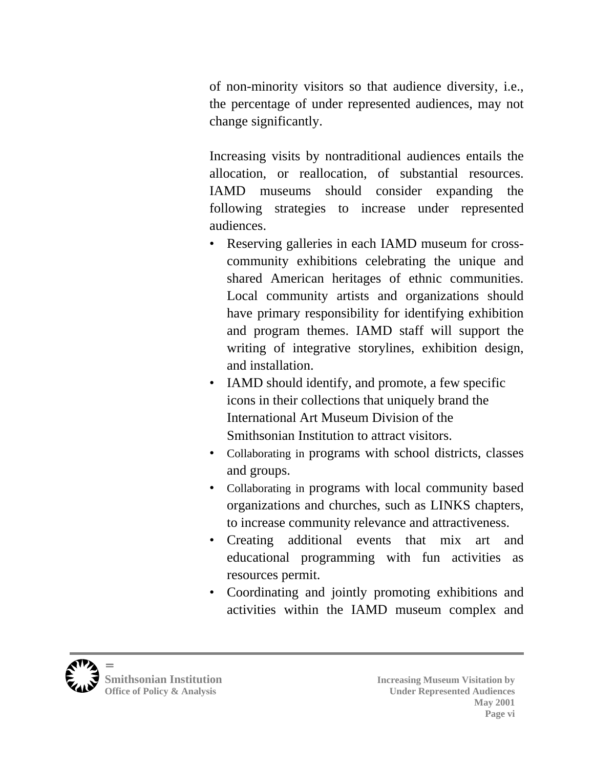of non-minority visitors so that audience diversity, i.e., the percentage of under represented audiences, may not change significantly.

Increasing visits by nontraditional audiences entails the allocation, or reallocation, of substantial resources. IAMD museums should consider expanding the following strategies to increase under represented audiences.

- Reserving galleries in each IAMD museum for cross-community exhibitions celebrating the unique and shared American heritages of ethnic communities. Local community artists and organizations should have primary responsibility for identifying exhibition and program themes. IAMD staff will support the writing of integrative storylines, exhibition design, and installation.
- IAMD should identify, and promote, a few specific icons in their collections that uniquely brand the International Art Museum Division of the Smithsonian Institution to attract visitors.
- Collaborating in programs with school districts, classes and groups.
- Collaborating in programs with local community based organizations and churches, such as LINKS chapters, to increase community relevance and attractiveness.
- Creating additional events that mix art and educational programming with fun activities as resources permit.
- Coordinating and jointly promoting exhibitions and activities within the IAMD museum complex and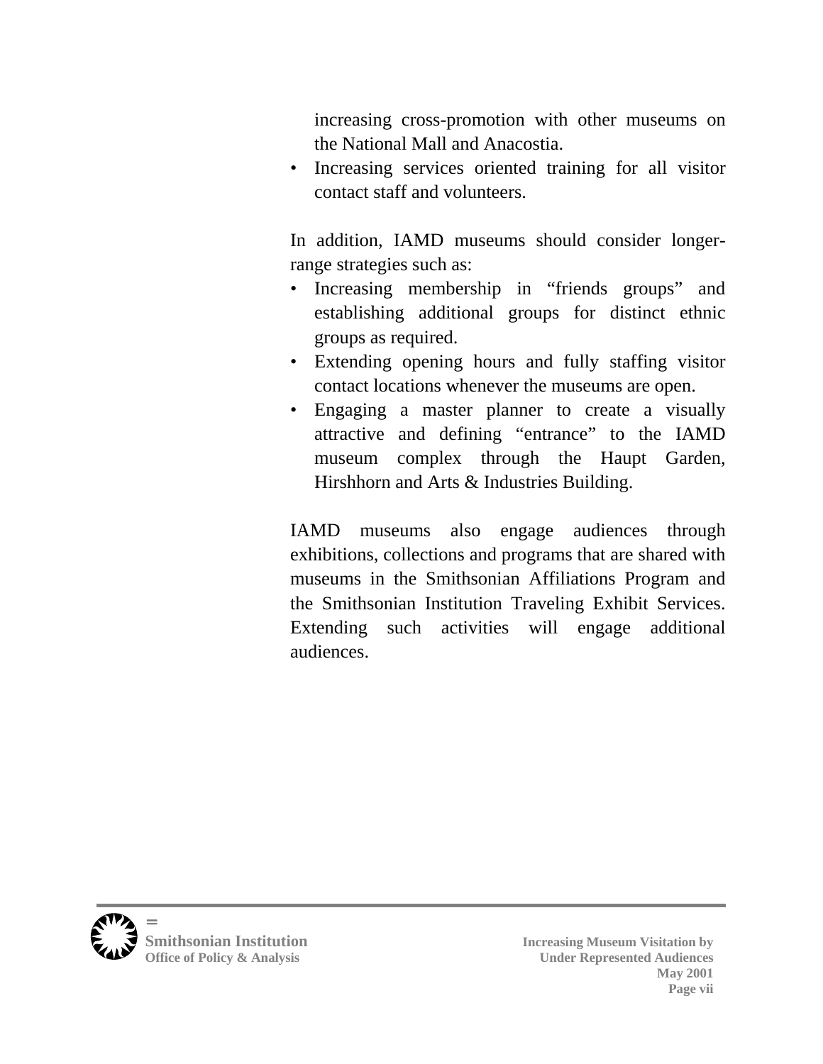increasing cross-promotion with other museums on the National Mall and Anacostia.
- Increasing services oriented training for all visitor contact staff and volunteers.

In addition, IAMD museums should consider longer-range strategies such as:

- Increasing membership in "friends groups" and establishing additional groups for distinct ethnic groups as required.
- Extending opening hours and fully staffing visitor contact locations whenever the museums are open.
- Engaging a master planner to create a visually attractive and defining "entrance" to the IAMD museum complex through the Haupt Garden, Hirshhorn and Arts & Industries Building.

IAMD museums also engage audiences through exhibitions, collections and programs that are shared with museums in the Smithsonian Affiliations Program and the Smithsonian Institution Traveling Exhibit Services. Extending such activities will engage additional audiences.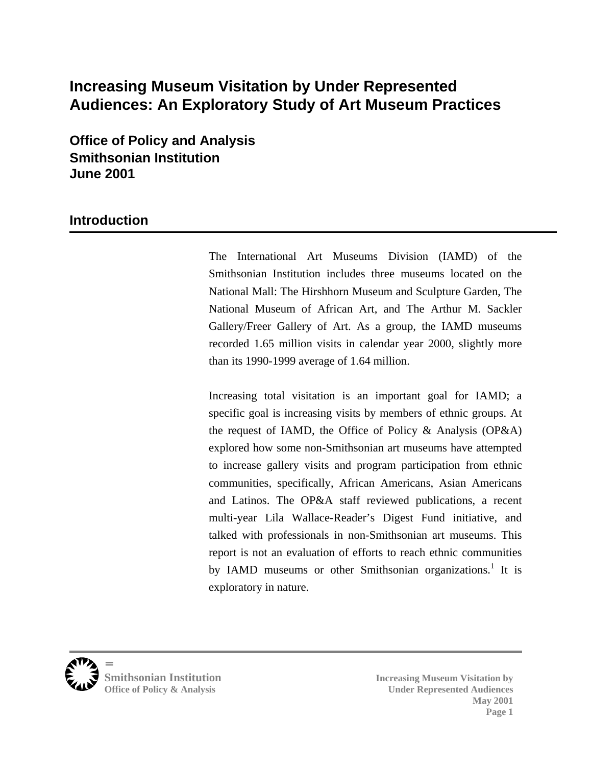# Increasing Museum Visitation by Under Represented Audiences: An Exploratory Study of Art Museum Practices

**Office of Policy and Analysis**
**Smithsonian Institution**
**June 2001**

## Introduction

The International Art Museums Division (IAMD) of the Smithsonian Institution includes three museums located on the National Mall: The Hirshhorn Museum and Sculpture Garden, The National Museum of African Art, and The Arthur M. Sackler Gallery/Freer Gallery of Art. As a group, the IAMD museums recorded 1.65 million visits in calendar year 2000, slightly more than its 1990-1999 average of 1.64 million.

Increasing total visitation is an important goal for IAMD; a specific goal is increasing visits by members of ethnic groups. At the request of IAMD, the Office of Policy & Analysis (OP&A) explored how some non-Smithsonian art museums have attempted to increase gallery visits and program participation from ethnic communities, specifically, African Americans, Asian Americans and Latinos. The OP&A staff reviewed publications, a recent multi-year Lila Wallace-Reader's Digest Fund initiative, and talked with professionals in non-Smithsonian art museums. This report is not an evaluation of efforts to reach ethnic communities by IAMD museums or other Smithsonian organizations.[1] It is exploratory in nature.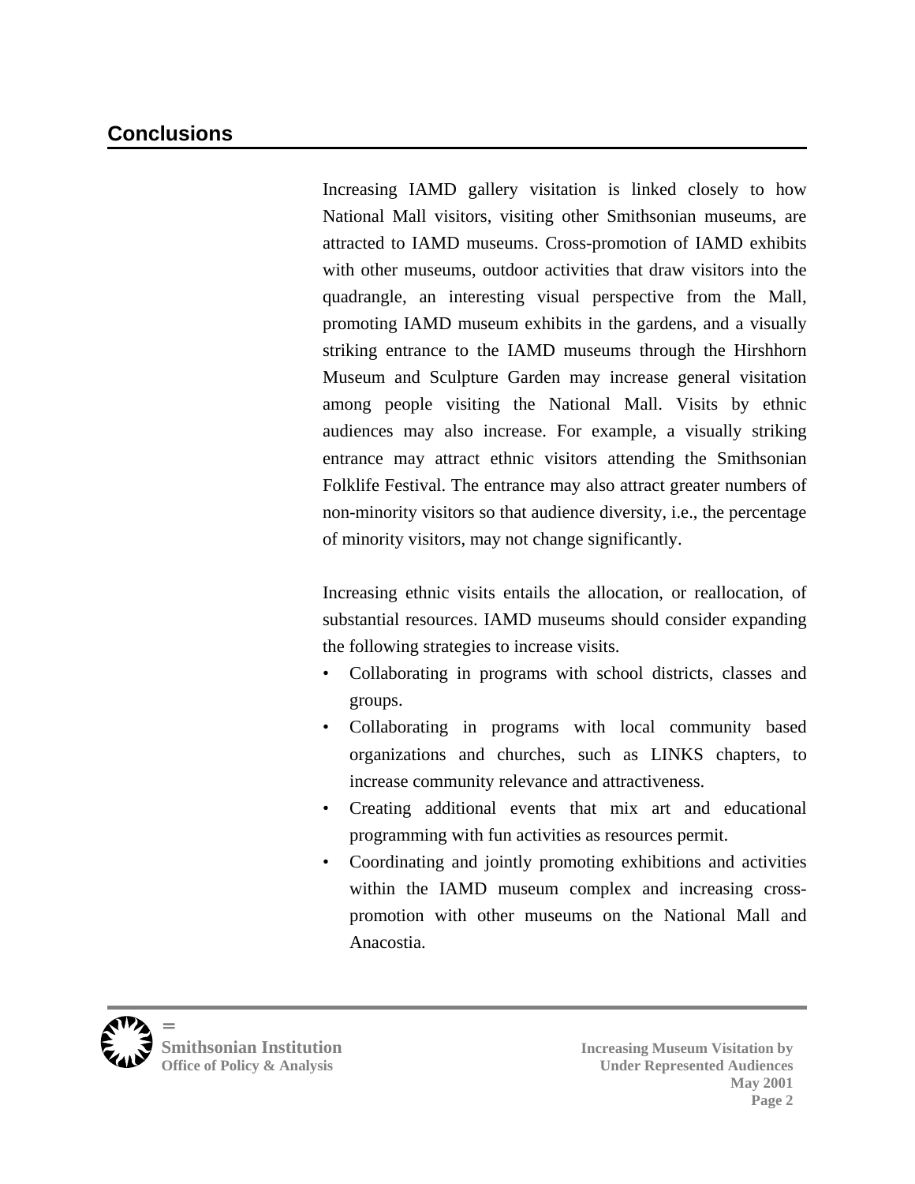## Conclusions

Increasing IAMD gallery visitation is linked closely to how National Mall visitors, visiting other Smithsonian museums, are attracted to IAMD museums. Cross-promotion of IAMD exhibits with other museums, outdoor activities that draw visitors into the quadrangle, an interesting visual perspective from the Mall, promoting IAMD museum exhibits in the gardens, and a visually striking entrance to the IAMD museums through the Hirshhorn Museum and Sculpture Garden may increase general visitation among people visiting the National Mall. Visits by ethnic audiences may also increase. For example, a visually striking entrance may attract ethnic visitors attending the Smithsonian Folklife Festival. The entrance may also attract greater numbers of non-minority visitors so that audience diversity, i.e., the percentage of minority visitors, may not change significantly.

Increasing ethnic visits entails the allocation, or reallocation, of substantial resources. IAMD museums should consider expanding the following strategies to increase visits.

- Collaborating in programs with school districts, classes and groups.
- Collaborating in programs with local community based organizations and churches, such as LINKS chapters, to increase community relevance and attractiveness.
- Creating additional events that mix art and educational programming with fun activities as resources permit.
- Coordinating and jointly promoting exhibitions and activities within the IAMD museum complex and increasing cross-promotion with other museums on the National Mall and Anacostia.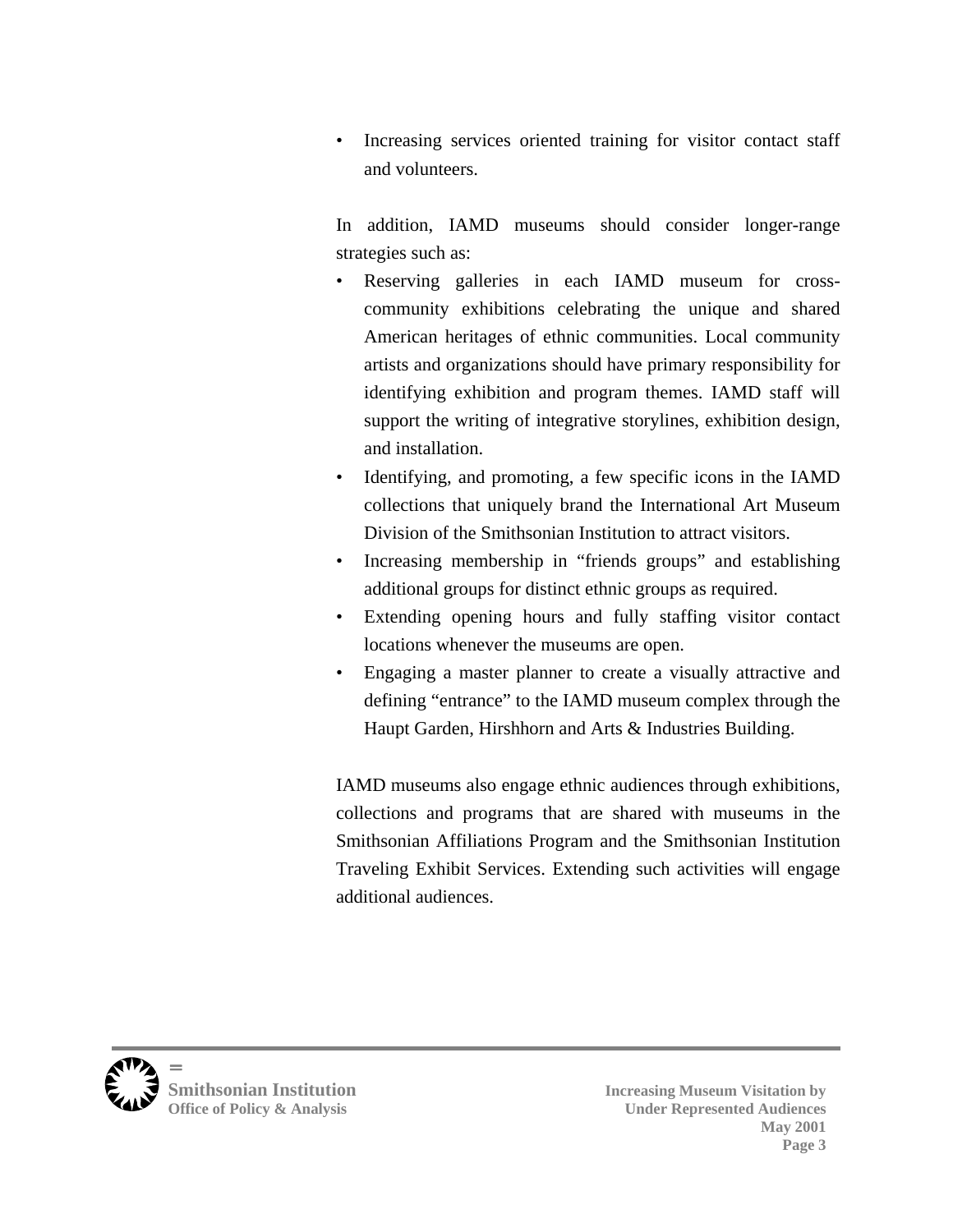- Increasing services oriented training for visitor contact staff and volunteers.

In addition, IAMD museums should consider longer-range strategies such as:

- Reserving galleries in each IAMD museum for cross-community exhibitions celebrating the unique and shared American heritages of ethnic communities. Local community artists and organizations should have primary responsibility for identifying exhibition and program themes. IAMD staff will support the writing of integrative storylines, exhibition design, and installation.
- Identifying, and promoting, a few specific icons in the IAMD collections that uniquely brand the International Art Museum Division of the Smithsonian Institution to attract visitors.
- Increasing membership in "friends groups" and establishing additional groups for distinct ethnic groups as required.
- Extending opening hours and fully staffing visitor contact locations whenever the museums are open.
- Engaging a master planner to create a visually attractive and defining "entrance" to the IAMD museum complex through the Haupt Garden, Hirshhorn and Arts & Industries Building.

IAMD museums also engage ethnic audiences through exhibitions, collections and programs that are shared with museums in the Smithsonian Affiliations Program and the Smithsonian Institution Traveling Exhibit Services. Extending such activities will engage additional audiences.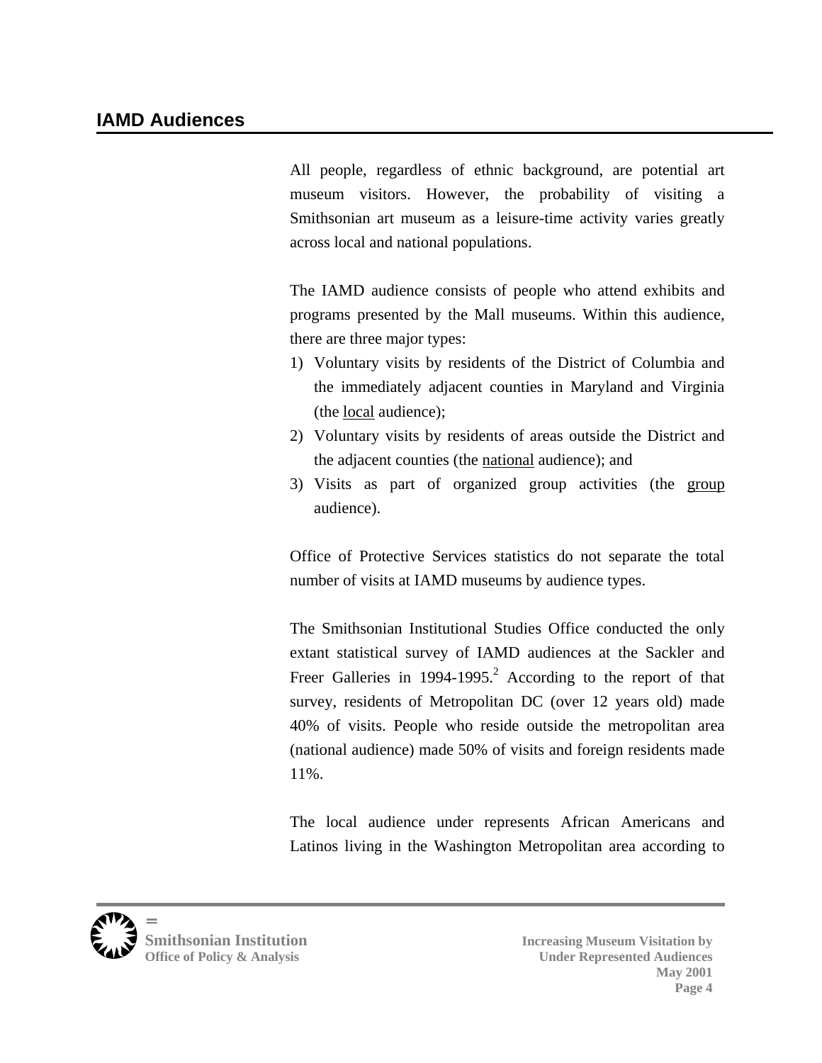## IAMD Audiences

All people, regardless of ethnic background, are potential art museum visitors. However, the probability of visiting a Smithsonian art museum as a leisure-time activity varies greatly across local and national populations.

The IAMD audience consists of people who attend exhibits and programs presented by the Mall museums. Within this audience, there are three major types:

1) Voluntary visits by residents of the District of Columbia and the immediately adjacent counties in Maryland and Virginia (the local audience);
2) Voluntary visits by residents of areas outside the District and the adjacent counties (the national audience); and
3) Visits as part of organized group activities (the group audience).

Office of Protective Services statistics do not separate the total number of visits at IAMD museums by audience types.

The Smithsonian Institutional Studies Office conducted the only extant statistical survey of IAMD audiences at the Sackler and Freer Galleries in 1994-1995.[2] According to the report of that survey, residents of Metropolitan DC (over 12 years old) made 40% of visits. People who reside outside the metropolitan area (national audience) made 50% of visits and foreign residents made 11%.

The local audience under represents African Americans and Latinos living in the Washington Metropolitan area according to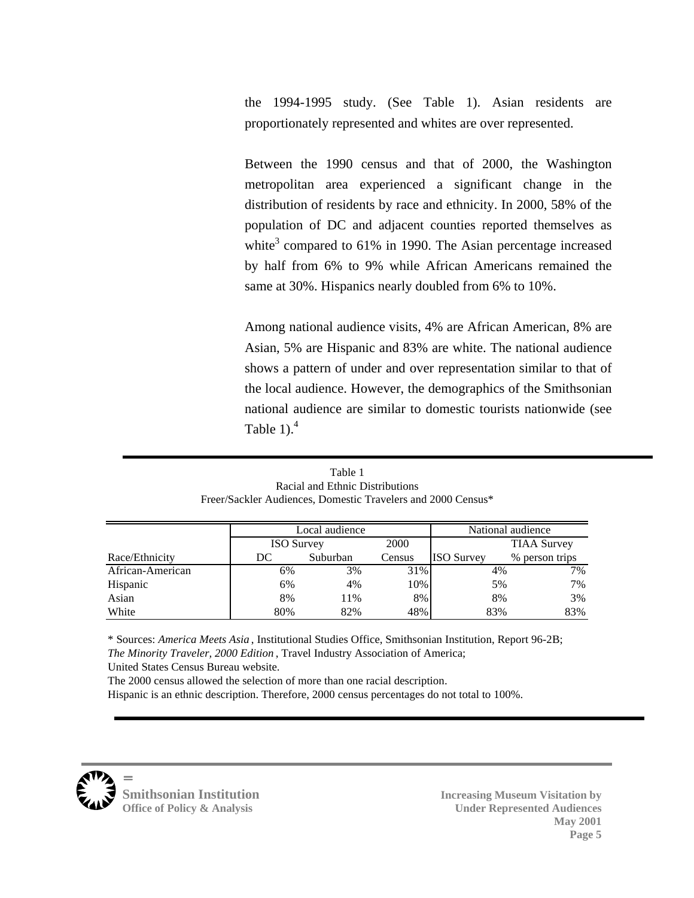the 1994-1995 study. (See Table 1). Asian residents are proportionately represented and whites are over represented.

Between the 1990 census and that of 2000, the Washington metropolitan area experienced a significant change in the distribution of residents by race and ethnicity. In 2000, 58% of the population of DC and adjacent counties reported themselves as white[3] compared to 61% in 1990. The Asian percentage increased by half from 6% to 9% while African Americans remained the same at 30%. Hispanics nearly doubled from 6% to 10%.

Among national audience visits, 4% are African American, 8% are Asian, 5% are Hispanic and 83% are white. The national audience shows a pattern of under and over representation similar to that of the local audience. However, the demographics of the Smithsonian national audience are similar to domestic tourists nationwide (see Table 1).[4]

Table 1
Racial and Ethnic Distributions
Freer/Sackler Audiences, Domestic Travelers and 2000 Census*

| | Local audience | | | National audience | |
|---|---|---|---|---|---|
| | ISO Survey | | 2000 | | TIAA Survey |
| Race/Ethnicity | DC | Suburban | Census | ISO Survey | % person trips |
| African-American | 6% | 3% | 31% | 4% | 7% |
| Hispanic | 6% | 4% | 10% | 5% | 7% |
| Asian | 8% | 11% | 8% | 8% | 3% |
| White | 80% | 82% | 48% | 83% | 83% |

\* Sources: *America Meets Asia*, Institutional Studies Office, Smithsonian Institution, Report 96-2B; *The Minority Traveler, 2000 Edition*, Travel Industry Association of America; United States Census Bureau website.
The 2000 census allowed the selection of more than one racial description.
Hispanic is an ethnic description. Therefore, 2000 census percentages do not total to 100%.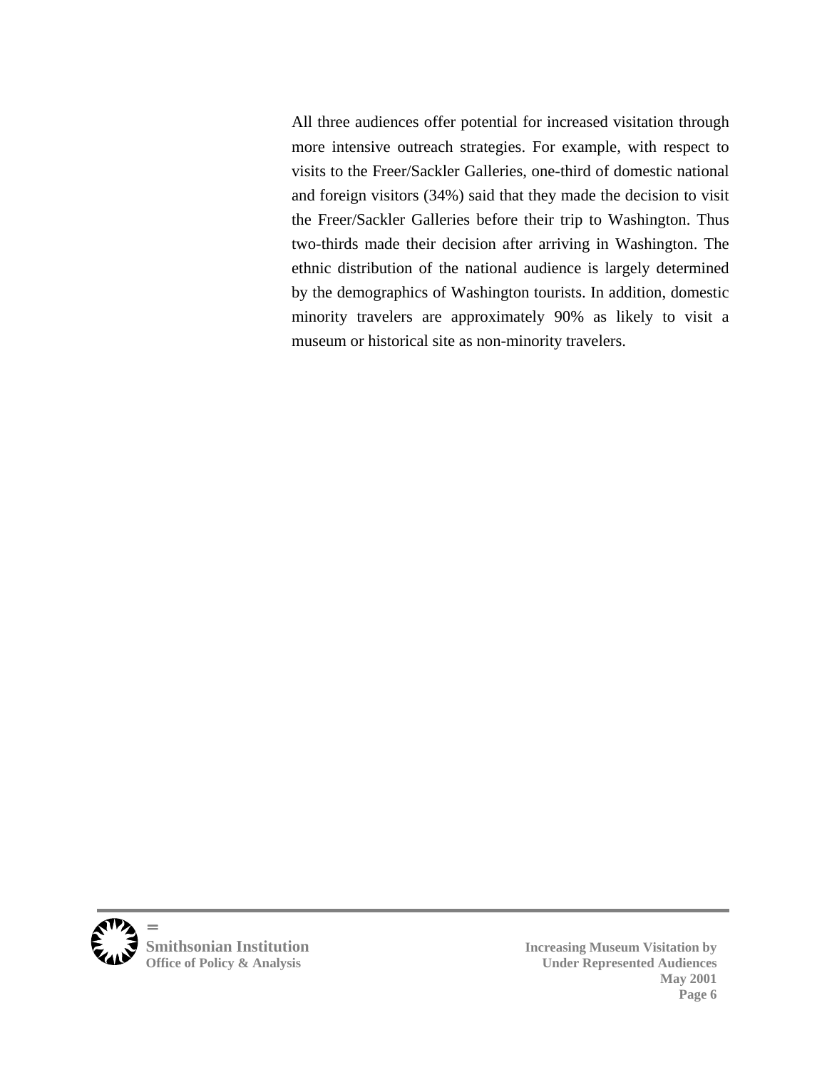All three audiences offer potential for increased visitation through more intensive outreach strategies. For example, with respect to visits to the Freer/Sackler Galleries, one-third of domestic national and foreign visitors (34%) said that they made the decision to visit the Freer/Sackler Galleries before their trip to Washington. Thus two-thirds made their decision after arriving in Washington. The ethnic distribution of the national audience is largely determined by the demographics of Washington tourists. In addition, domestic minority travelers are approximately 90% as likely to visit a museum or historical site as non-minority travelers.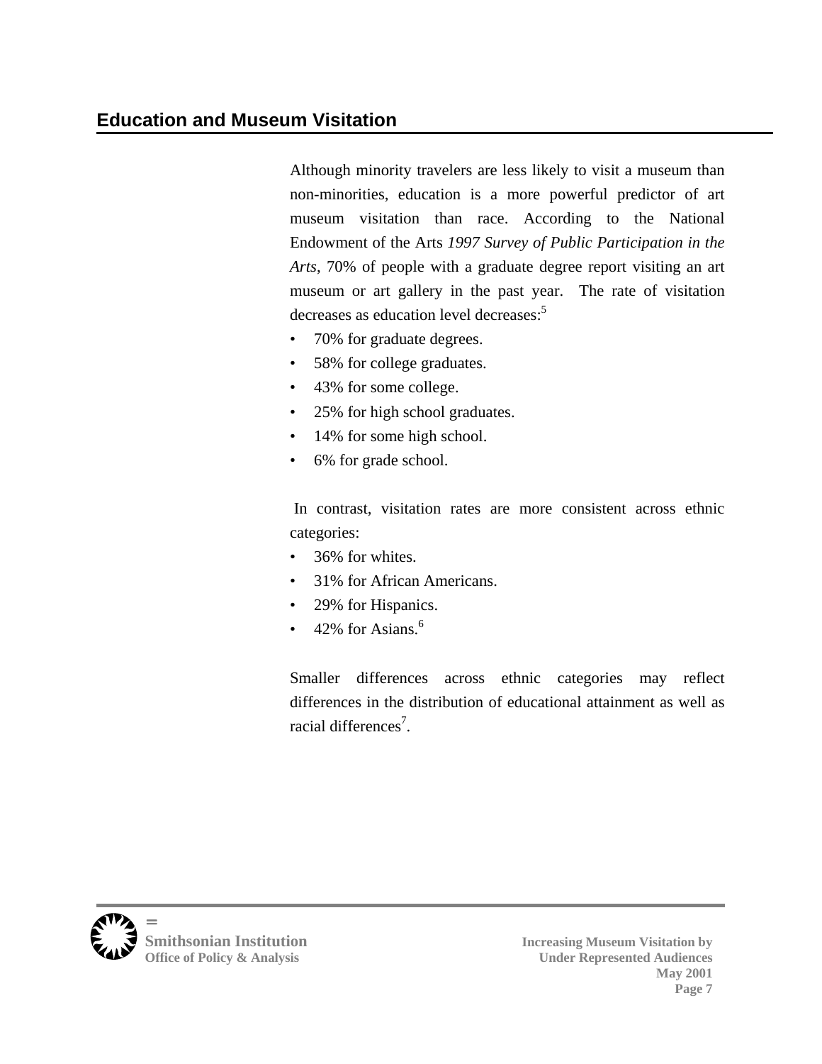## Education and Museum Visitation

Although minority travelers are less likely to visit a museum than non-minorities, education is a more powerful predictor of art museum visitation than race. According to the National Endowment of the Arts *1997 Survey of Public Participation in the Arts*, 70% of people with a graduate degree report visiting an art museum or art gallery in the past year. The rate of visitation decreases as education level decreases:[5]

- 70% for graduate degrees.
- 58% for college graduates.
- 43% for some college.
- 25% for high school graduates.
- 14% for some high school.
- 6% for grade school.

In contrast, visitation rates are more consistent across ethnic categories:

- 36% for whites.
- 31% for African Americans.
- 29% for Hispanics.
- 42% for Asians.[6]

Smaller differences across ethnic categories may reflect differences in the distribution of educational attainment as well as racial differences[7].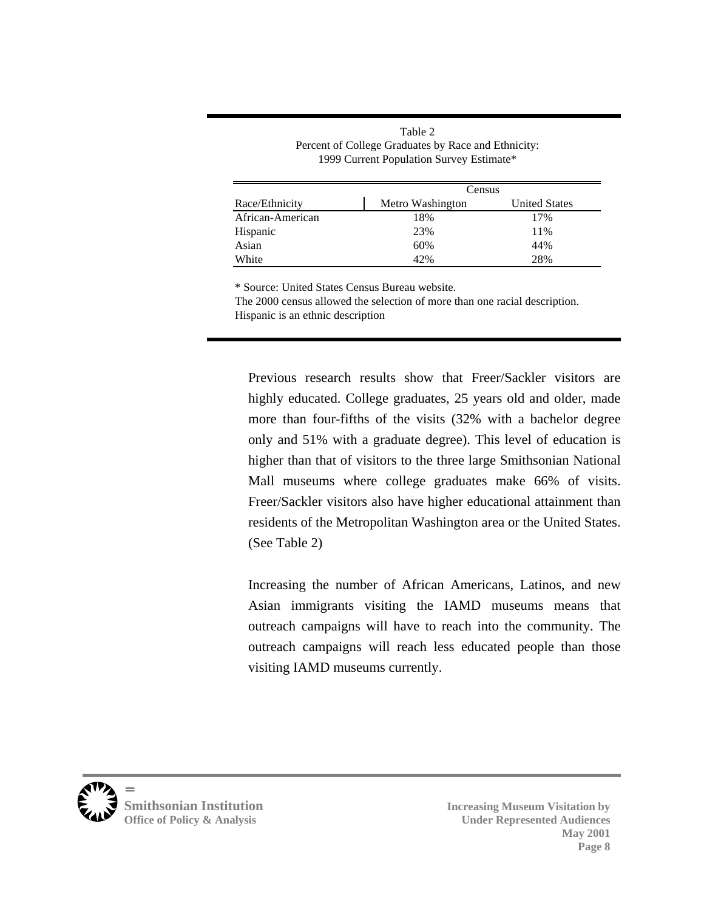Table 2
Percent of College Graduates by Race and Ethnicity:
1999 Current Population Survey Estimate*

| | Census | |
|---|---|---|
| Race/Ethnicity | Metro Washington | United States |
| African-American | 18% | 17% |
| Hispanic | 23% | 11% |
| Asian | 60% | 44% |
| White | 42% | 28% |

* Source: United States Census Bureau website.
The 2000 census allowed the selection of more than one racial description.
Hispanic is an ethnic description

Previous research results show that Freer/Sackler visitors are highly educated. College graduates, 25 years old and older, made more than four-fifths of the visits (32% with a bachelor degree only and 51% with a graduate degree). This level of education is higher than that of visitors to the three large Smithsonian National Mall museums where college graduates make 66% of visits. Freer/Sackler visitors also have higher educational attainment than residents of the Metropolitan Washington area or the United States. (See Table 2)

Increasing the number of African Americans, Latinos, and new Asian immigrants visiting the IAMD museums means that outreach campaigns will have to reach into the community. The outreach campaigns will reach less educated people than those visiting IAMD museums currently.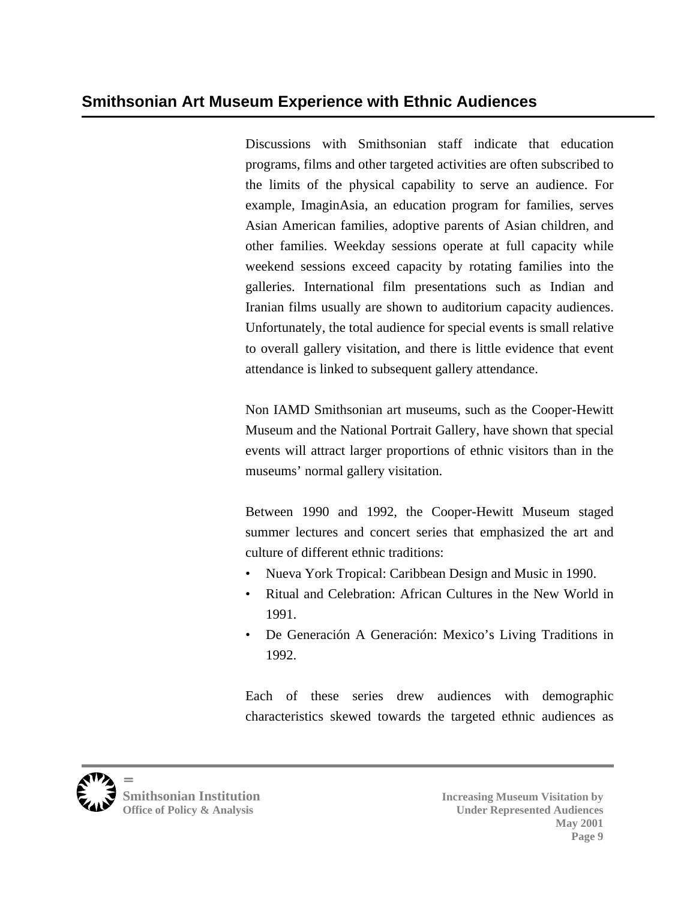## Smithsonian Art Museum Experience with Ethnic Audiences

Discussions with Smithsonian staff indicate that education programs, films and other targeted activities are often subscribed to the limits of the physical capability to serve an audience. For example, ImaginAsia, an education program for families, serves Asian American families, adoptive parents of Asian children, and other families. Weekday sessions operate at full capacity while weekend sessions exceed capacity by rotating families into the galleries. International film presentations such as Indian and Iranian films usually are shown to auditorium capacity audiences. Unfortunately, the total audience for special events is small relative to overall gallery visitation, and there is little evidence that event attendance is linked to subsequent gallery attendance.

Non IAMD Smithsonian art museums, such as the Cooper-Hewitt Museum and the National Portrait Gallery, have shown that special events will attract larger proportions of ethnic visitors than in the museums' normal gallery visitation.

Between 1990 and 1992, the Cooper-Hewitt Museum staged summer lectures and concert series that emphasized the art and culture of different ethnic traditions:

- Nueva York Tropical: Caribbean Design and Music in 1990.
- Ritual and Celebration: African Cultures in the New World in 1991.
- De Generación A Generación: Mexico's Living Traditions in 1992.

Each of these series drew audiences with demographic characteristics skewed towards the targeted ethnic audiences as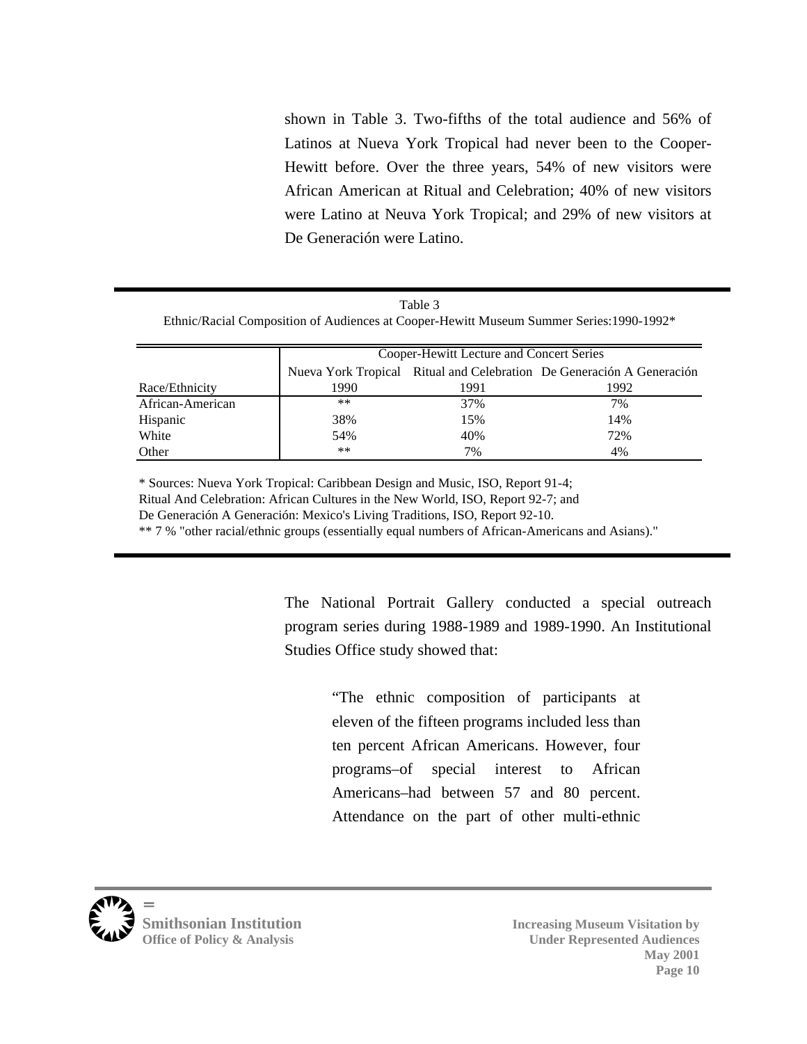shown in Table 3. Two-fifths of the total audience and 56% of Latinos at Nueva York Tropical had never been to the Cooper-Hewitt before. Over the three years, 54% of new visitors were African American at Ritual and Celebration; 40% of new visitors were Latino at Neuva York Tropical; and 29% of new visitors at De Generación were Latino.

Table 3
Ethnic/Racial Composition of Audiences at Cooper-Hewitt Museum Summer Series:1990-1992*

| | Cooper-Hewitt Lecture and Concert Series | | |
|---|---|---|---|
| | Nueva York Tropical | Ritual and Celebration | De Generación A Generación |
| Race/Ethnicity | 1990 | 1991 | 1992 |
| African-American | ** | 37% | 7% |
| Hispanic | 38% | 15% | 14% |
| White | 54% | 40% | 72% |
| Other | ** | 7% | 4% |

* Sources: Nueva York Tropical: Caribbean Design and Music, ISO, Report 91-4;
Ritual And Celebration: African Cultures in the New World, ISO, Report 92-7; and
De Generación A Generación: Mexico's Living Traditions, ISO, Report 92-10.
** 7 % "other racial/ethnic groups (essentially equal numbers of African-Americans and Asians)."

The National Portrait Gallery conducted a special outreach program series during 1988-1989 and 1989-1990. An Institutional Studies Office study showed that:

> "The ethnic composition of participants at eleven of the fifteen programs included less than ten percent African Americans. However, four programs–of special interest to African Americans–had between 57 and 80 percent. Attendance on the part of other multi-ethnic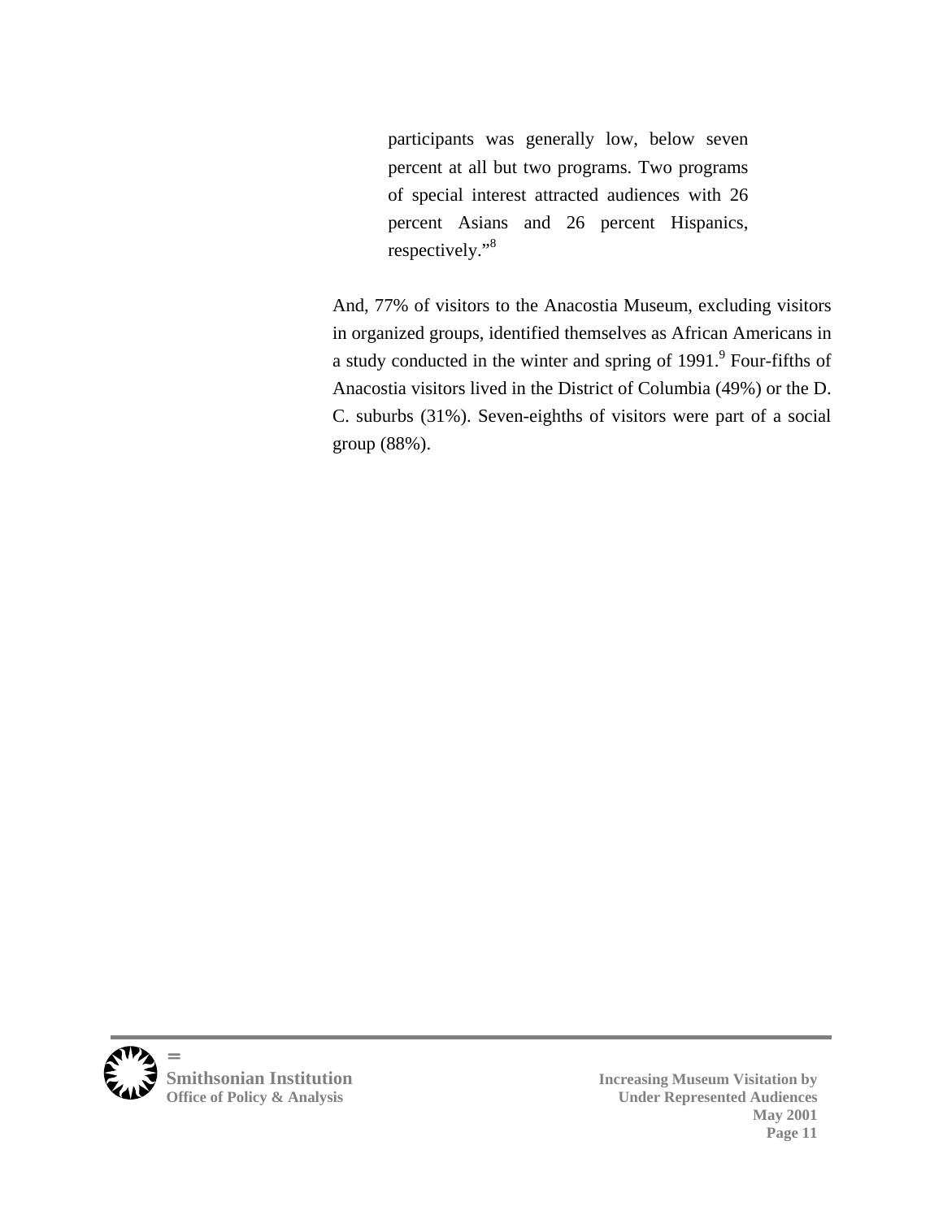> participants was generally low, below seven percent at all but two programs. Two programs of special interest attracted audiences with 26 percent Asians and 26 percent Hispanics, respectively."[8]

And, 77% of visitors to the Anacostia Museum, excluding visitors in organized groups, identified themselves as African Americans in a study conducted in the winter and spring of 1991.[9] Four-fifths of Anacostia visitors lived in the District of Columbia (49%) or the D. C. suburbs (31%). Seven-eighths of visitors were part of a social group (88%).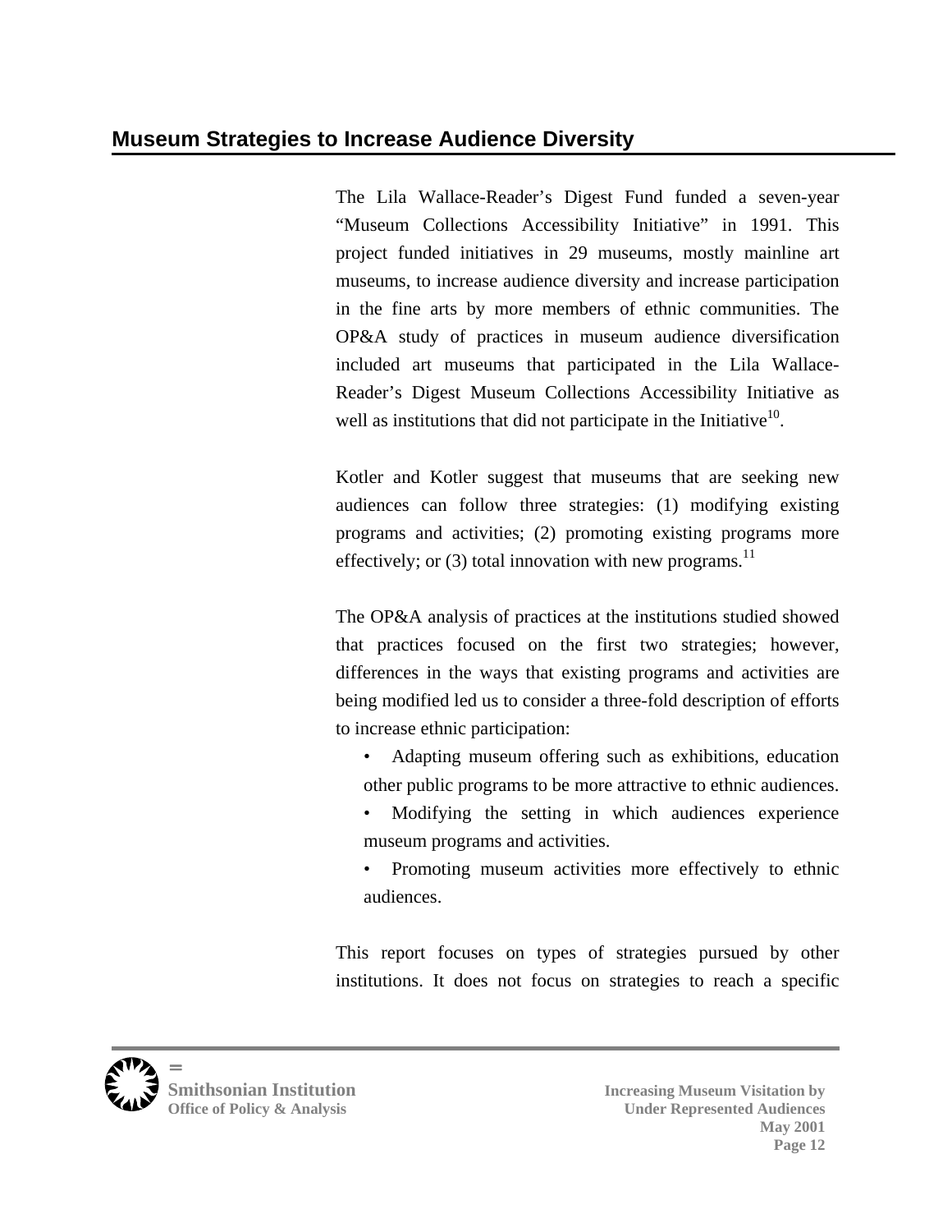## Museum Strategies to Increase Audience Diversity

The Lila Wallace-Reader's Digest Fund funded a seven-year "Museum Collections Accessibility Initiative" in 1991. This project funded initiatives in 29 museums, mostly mainline art museums, to increase audience diversity and increase participation in the fine arts by more members of ethnic communities. The OP&A study of practices in museum audience diversification included art museums that participated in the Lila Wallace-Reader's Digest Museum Collections Accessibility Initiative as well as institutions that did not participate in the Initiative[10].

Kotler and Kotler suggest that museums that are seeking new audiences can follow three strategies: (1) modifying existing programs and activities; (2) promoting existing programs more effectively; or (3) total innovation with new programs.[11]

The OP&A analysis of practices at the institutions studied showed that practices focused on the first two strategies; however, differences in the ways that existing programs and activities are being modified led us to consider a three-fold description of efforts to increase ethnic participation:

- Adapting museum offering such as exhibitions, education other public programs to be more attractive to ethnic audiences.
- Modifying the setting in which audiences experience museum programs and activities.
- Promoting museum activities more effectively to ethnic audiences.

This report focuses on types of strategies pursued by other institutions. It does not focus on strategies to reach a specific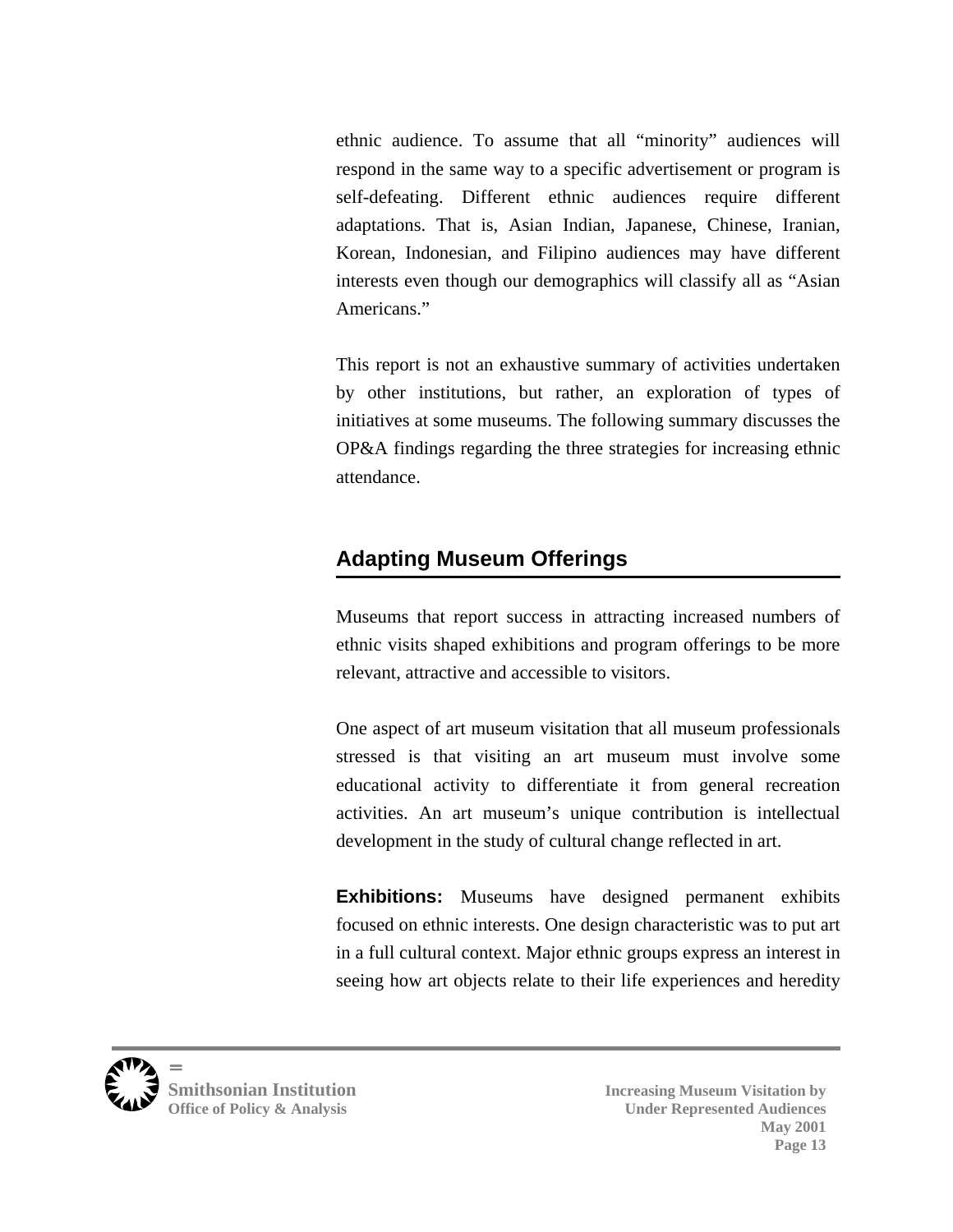ethnic audience. To assume that all "minority" audiences will respond in the same way to a specific advertisement or program is self-defeating. Different ethnic audiences require different adaptations. That is, Asian Indian, Japanese, Chinese, Iranian, Korean, Indonesian, and Filipino audiences may have different interests even though our demographics will classify all as "Asian Americans."

This report is not an exhaustive summary of activities undertaken by other institutions, but rather, an exploration of types of initiatives at some museums. The following summary discusses the OP&A findings regarding the three strategies for increasing ethnic attendance.

## Adapting Museum Offerings

Museums that report success in attracting increased numbers of ethnic visits shaped exhibitions and program offerings to be more relevant, attractive and accessible to visitors.

One aspect of art museum visitation that all museum professionals stressed is that visiting an art museum must involve some educational activity to differentiate it from general recreation activities. An art museum's unique contribution is intellectual development in the study of cultural change reflected in art.

**Exhibitions:** Museums have designed permanent exhibits focused on ethnic interests. One design characteristic was to put art in a full cultural context. Major ethnic groups express an interest in seeing how art objects relate to their life experiences and heredity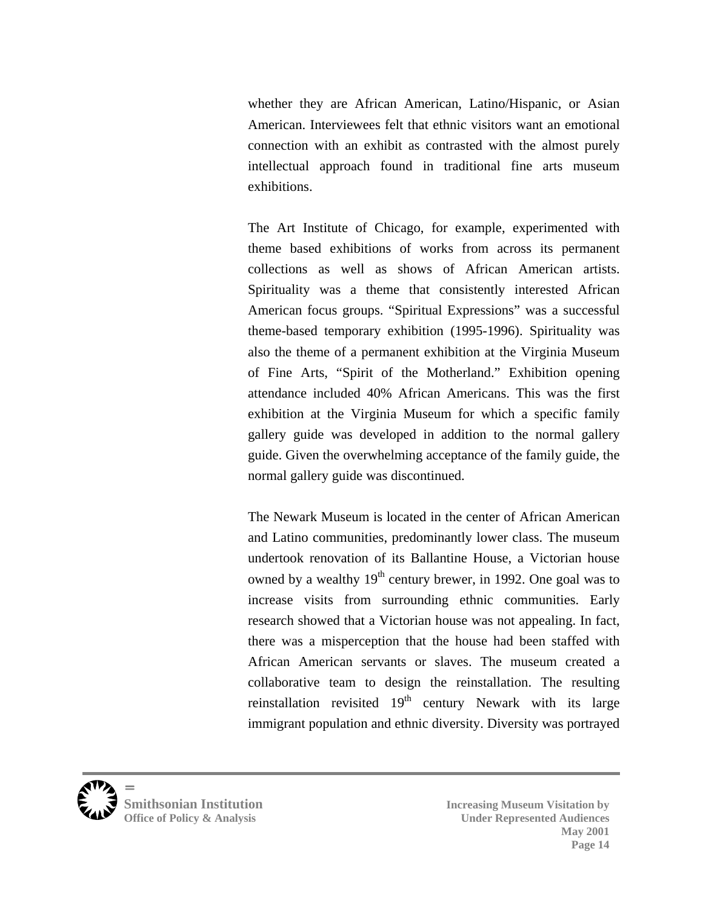whether they are African American, Latino/Hispanic, or Asian American. Interviewees felt that ethnic visitors want an emotional connection with an exhibit as contrasted with the almost purely intellectual approach found in traditional fine arts museum exhibitions.

The Art Institute of Chicago, for example, experimented with theme based exhibitions of works from across its permanent collections as well as shows of African American artists. Spirituality was a theme that consistently interested African American focus groups. “Spiritual Expressions” was a successful theme-based temporary exhibition (1995-1996). Spirituality was also the theme of a permanent exhibition at the Virginia Museum of Fine Arts, “Spirit of the Motherland.” Exhibition opening attendance included 40% African Americans. This was the first exhibition at the Virginia Museum for which a specific family gallery guide was developed in addition to the normal gallery guide. Given the overwhelming acceptance of the family guide, the normal gallery guide was discontinued.

The Newark Museum is located in the center of African American and Latino communities, predominantly lower class. The museum undertook renovation of its Ballantine House, a Victorian house owned by a wealthy 19th century brewer, in 1992. One goal was to increase visits from surrounding ethnic communities. Early research showed that a Victorian house was not appealing. In fact, there was a misperception that the house had been staffed with African American servants or slaves. The museum created a collaborative team to design the reinstallation. The resulting reinstallation revisited 19th century Newark with its large immigrant population and ethnic diversity. Diversity was portrayed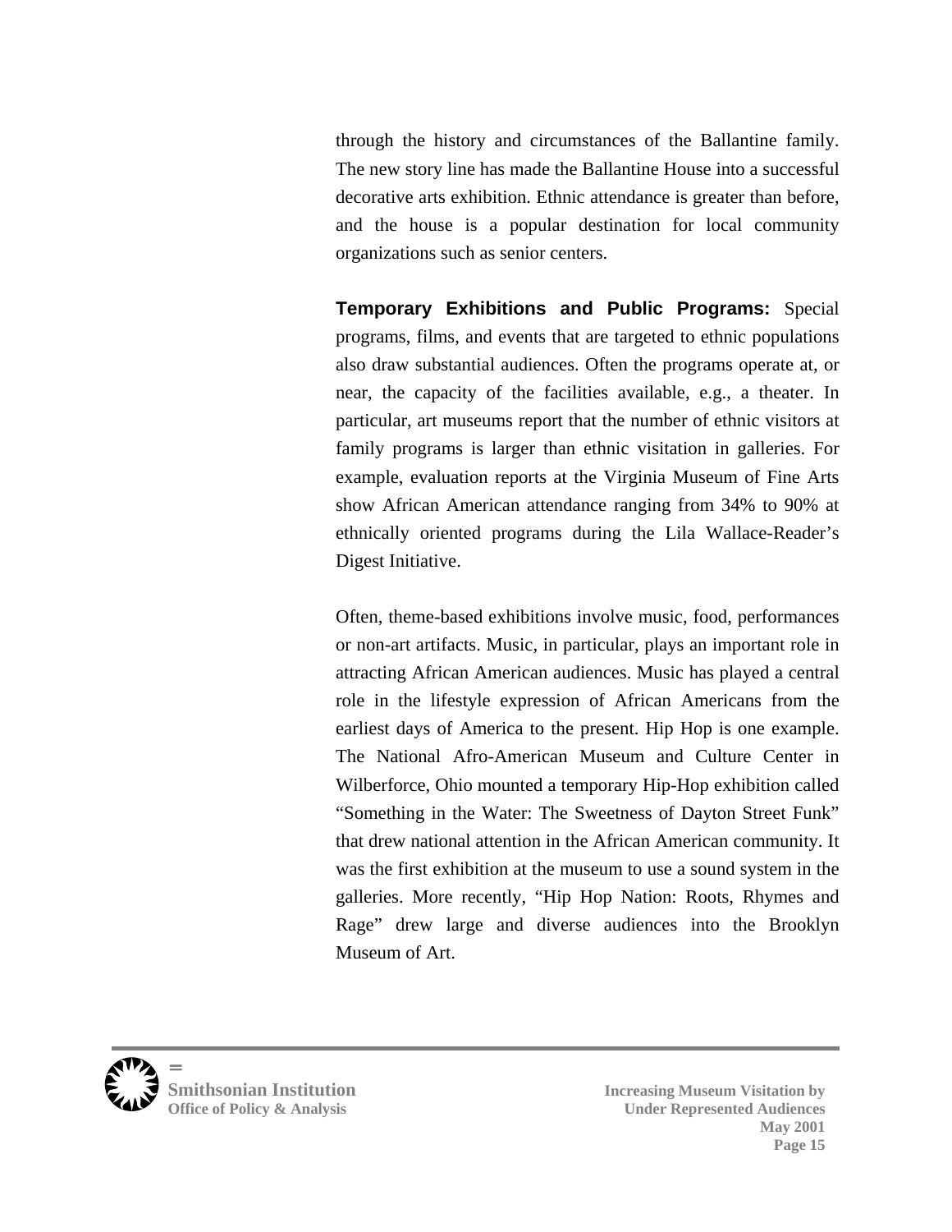through the history and circumstances of the Ballantine family. The new story line has made the Ballantine House into a successful decorative arts exhibition. Ethnic attendance is greater than before, and the house is a popular destination for local community organizations such as senior centers.

**Temporary Exhibitions and Public Programs:** Special programs, films, and events that are targeted to ethnic populations also draw substantial audiences. Often the programs operate at, or near, the capacity of the facilities available, e.g., a theater. In particular, art museums report that the number of ethnic visitors at family programs is larger than ethnic visitation in galleries. For example, evaluation reports at the Virginia Museum of Fine Arts show African American attendance ranging from 34% to 90% at ethnically oriented programs during the Lila Wallace-Reader's Digest Initiative.

Often, theme-based exhibitions involve music, food, performances or non-art artifacts. Music, in particular, plays an important role in attracting African American audiences. Music has played a central role in the lifestyle expression of African Americans from the earliest days of America to the present. Hip Hop is one example. The National Afro-American Museum and Culture Center in Wilberforce, Ohio mounted a temporary Hip-Hop exhibition called "Something in the Water: The Sweetness of Dayton Street Funk" that drew national attention in the African American community. It was the first exhibition at the museum to use a sound system in the galleries. More recently, "Hip Hop Nation: Roots, Rhymes and Rage" drew large and diverse audiences into the Brooklyn Museum of Art.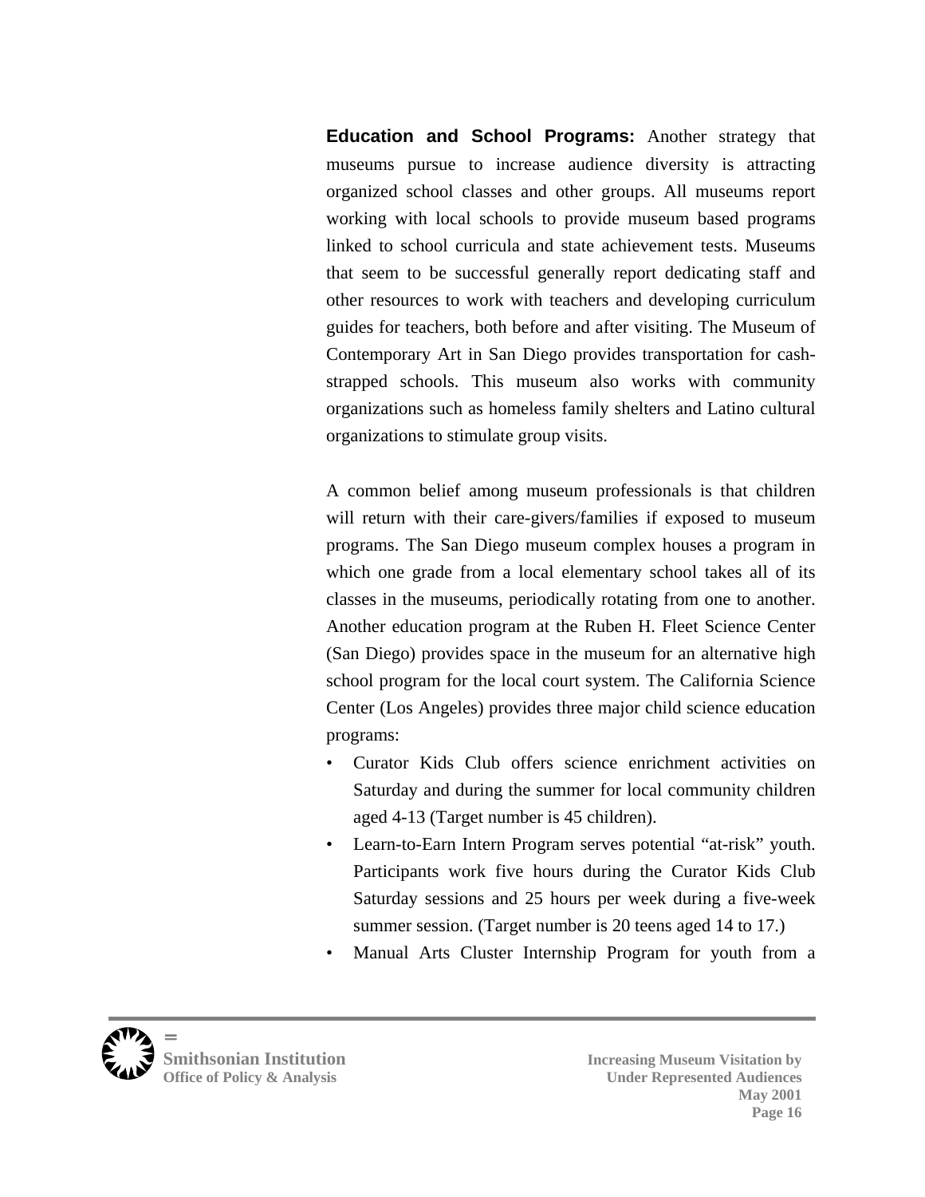**Education and School Programs:** Another strategy that museums pursue to increase audience diversity is attracting organized school classes and other groups. All museums report working with local schools to provide museum based programs linked to school curricula and state achievement tests. Museums that seem to be successful generally report dedicating staff and other resources to work with teachers and developing curriculum guides for teachers, both before and after visiting. The Museum of Contemporary Art in San Diego provides transportation for cash-strapped schools. This museum also works with community organizations such as homeless family shelters and Latino cultural organizations to stimulate group visits.

A common belief among museum professionals is that children will return with their care-givers/families if exposed to museum programs. The San Diego museum complex houses a program in which one grade from a local elementary school takes all of its classes in the museums, periodically rotating from one to another. Another education program at the Ruben H. Fleet Science Center (San Diego) provides space in the museum for an alternative high school program for the local court system. The California Science Center (Los Angeles) provides three major child science education programs:

- Curator Kids Club offers science enrichment activities on Saturday and during the summer for local community children aged 4-13 (Target number is 45 children).
- Learn-to-Earn Intern Program serves potential "at-risk" youth. Participants work five hours during the Curator Kids Club Saturday sessions and 25 hours per week during a five-week summer session. (Target number is 20 teens aged 14 to 17.)
- Manual Arts Cluster Internship Program for youth from a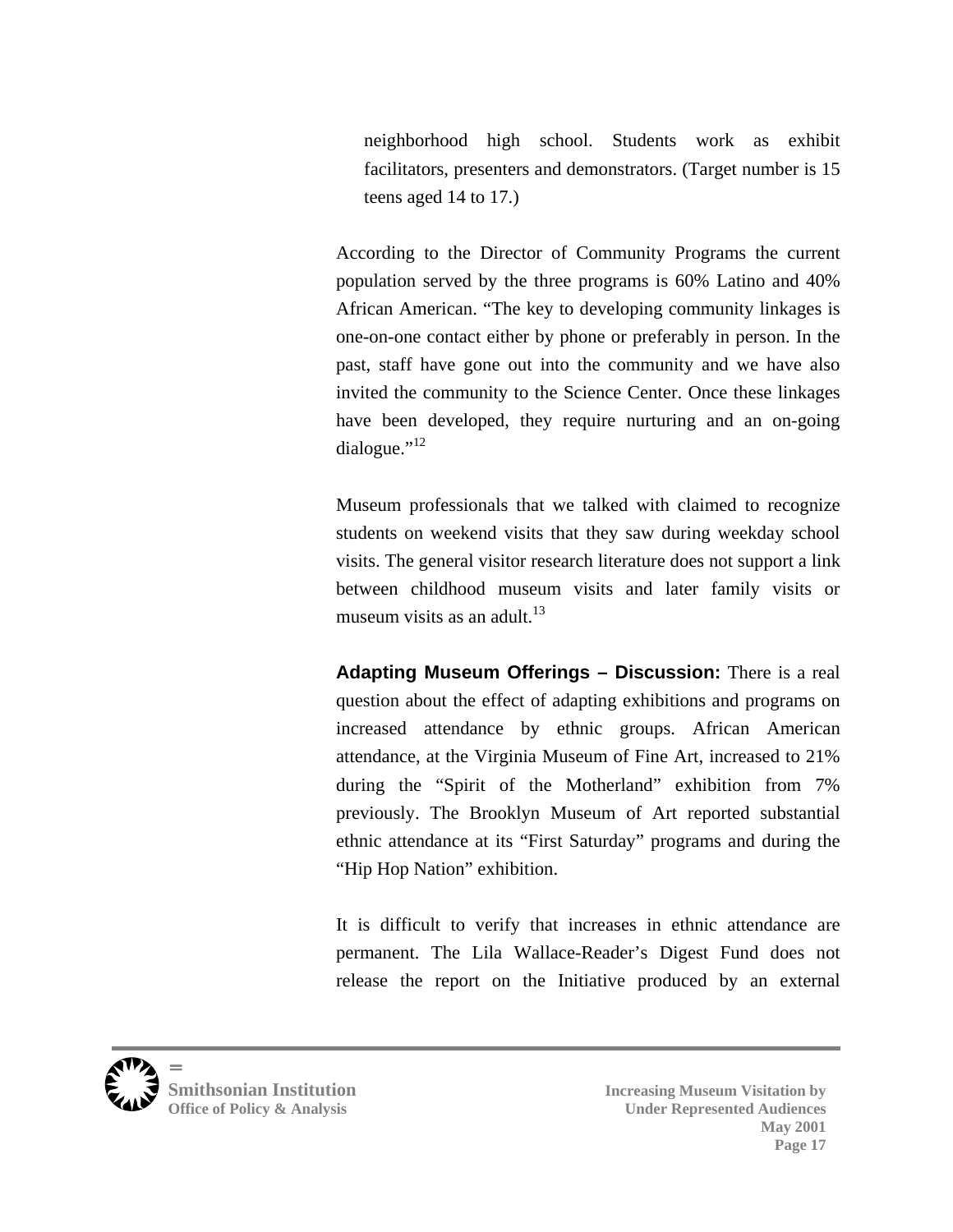neighborhood high school. Students work as exhibit facilitators, presenters and demonstrators. (Target number is 15 teens aged 14 to 17.)

According to the Director of Community Programs the current population served by the three programs is 60% Latino and 40% African American. "The key to developing community linkages is one-on-one contact either by phone or preferably in person. In the past, staff have gone out into the community and we have also invited the community to the Science Center. Once these linkages have been developed, they require nurturing and an on-going dialogue."[12]

Museum professionals that we talked with claimed to recognize students on weekend visits that they saw during weekday school visits. The general visitor research literature does not support a link between childhood museum visits and later family visits or museum visits as an adult.[13]

**Adapting Museum Offerings – Discussion:** There is a real question about the effect of adapting exhibitions and programs on increased attendance by ethnic groups. African American attendance, at the Virginia Museum of Fine Art, increased to 21% during the "Spirit of the Motherland" exhibition from 7% previously. The Brooklyn Museum of Art reported substantial ethnic attendance at its "First Saturday" programs and during the "Hip Hop Nation" exhibition.

It is difficult to verify that increases in ethnic attendance are permanent. The Lila Wallace-Reader's Digest Fund does not release the report on the Initiative produced by an external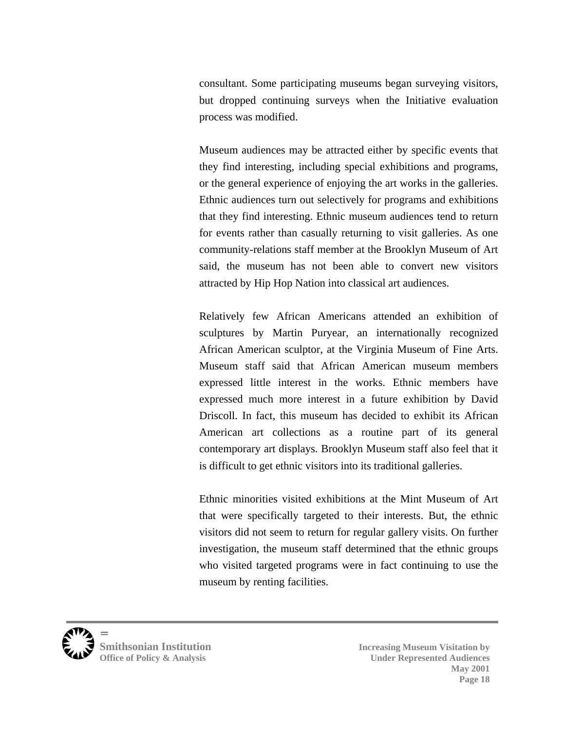consultant. Some participating museums began surveying visitors, but dropped continuing surveys when the Initiative evaluation process was modified.

Museum audiences may be attracted either by specific events that they find interesting, including special exhibitions and programs, or the general experience of enjoying the art works in the galleries. Ethnic audiences turn out selectively for programs and exhibitions that they find interesting. Ethnic museum audiences tend to return for events rather than casually returning to visit galleries. As one community-relations staff member at the Brooklyn Museum of Art said, the museum has not been able to convert new visitors attracted by Hip Hop Nation into classical art audiences.

Relatively few African Americans attended an exhibition of sculptures by Martin Puryear, an internationally recognized African American sculptor, at the Virginia Museum of Fine Arts. Museum staff said that African American museum members expressed little interest in the works. Ethnic members have expressed much more interest in a future exhibition by David Driscoll. In fact, this museum has decided to exhibit its African American art collections as a routine part of its general contemporary art displays. Brooklyn Museum staff also feel that it is difficult to get ethnic visitors into its traditional galleries.

Ethnic minorities visited exhibitions at the Mint Museum of Art that were specifically targeted to their interests. But, the ethnic visitors did not seem to return for regular gallery visits. On further investigation, the museum staff determined that the ethnic groups who visited targeted programs were in fact continuing to use the museum by renting facilities.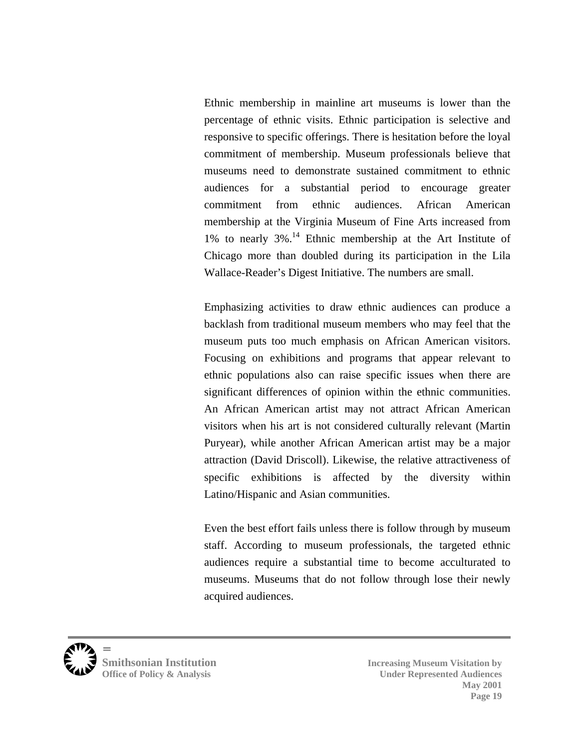Ethnic membership in mainline art museums is lower than the percentage of ethnic visits. Ethnic participation is selective and responsive to specific offerings. There is hesitation before the loyal commitment of membership. Museum professionals believe that museums need to demonstrate sustained commitment to ethnic audiences for a substantial period to encourage greater commitment from ethnic audiences. African American membership at the Virginia Museum of Fine Arts increased from 1% to nearly 3%.[14] Ethnic membership at the Art Institute of Chicago more than doubled during its participation in the Lila Wallace-Reader's Digest Initiative. The numbers are small.

Emphasizing activities to draw ethnic audiences can produce a backlash from traditional museum members who may feel that the museum puts too much emphasis on African American visitors. Focusing on exhibitions and programs that appear relevant to ethnic populations also can raise specific issues when there are significant differences of opinion within the ethnic communities. An African American artist may not attract African American visitors when his art is not considered culturally relevant (Martin Puryear), while another African American artist may be a major attraction (David Driscoll). Likewise, the relative attractiveness of specific exhibitions is affected by the diversity within Latino/Hispanic and Asian communities.

Even the best effort fails unless there is follow through by museum staff. According to museum professionals, the targeted ethnic audiences require a substantial time to become acculturated to museums. Museums that do not follow through lose their newly acquired audiences.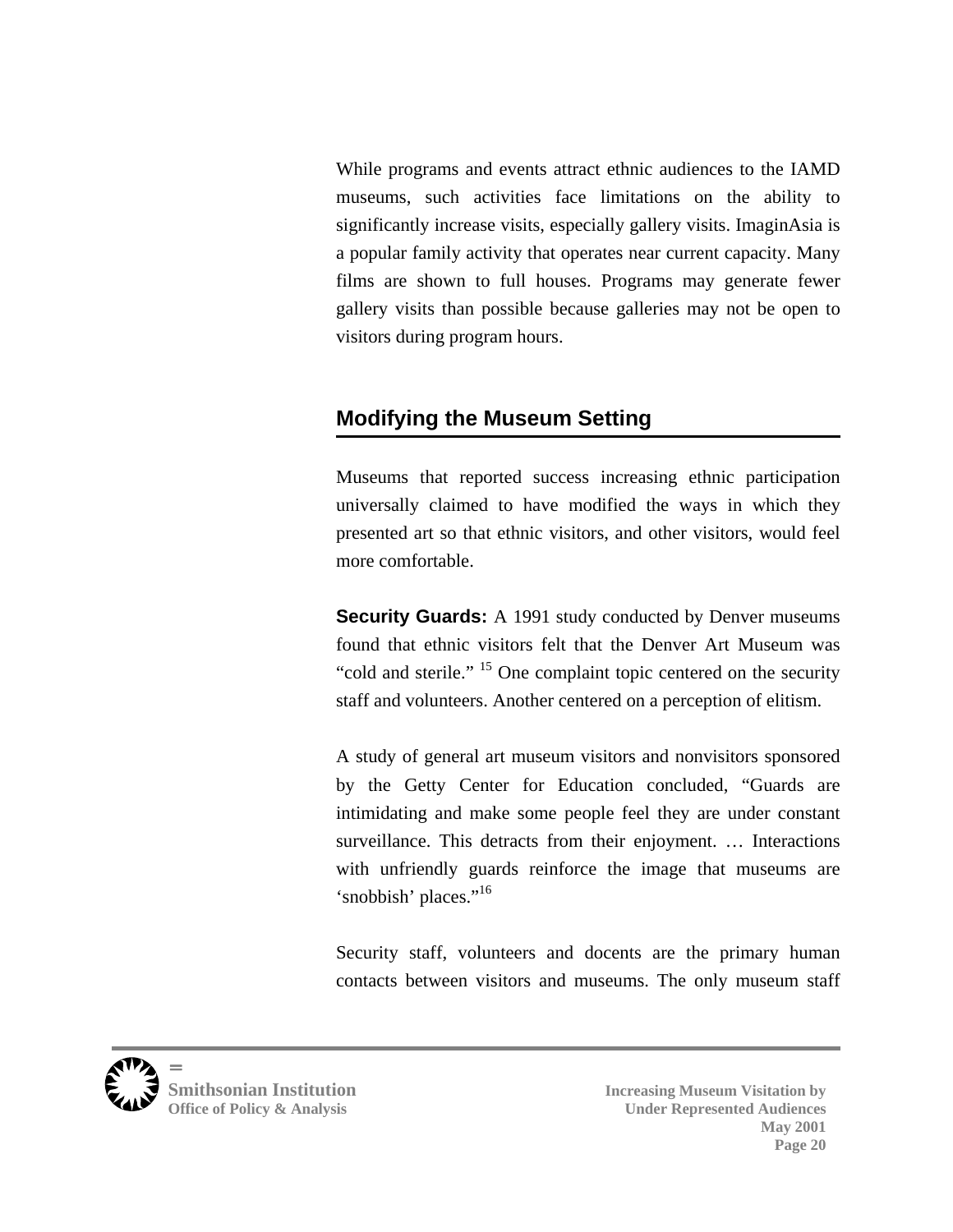While programs and events attract ethnic audiences to the IAMD museums, such activities face limitations on the ability to significantly increase visits, especially gallery visits. ImaginAsia is a popular family activity that operates near current capacity. Many films are shown to full houses. Programs may generate fewer gallery visits than possible because galleries may not be open to visitors during program hours.

## Modifying the Museum Setting

Museums that reported success increasing ethnic participation universally claimed to have modified the ways in which they presented art so that ethnic visitors, and other visitors, would feel more comfortable.

**Security Guards:** A 1991 study conducted by Denver museums found that ethnic visitors felt that the Denver Art Museum was "cold and sterile." [15] One complaint topic centered on the security staff and volunteers. Another centered on a perception of elitism.

A study of general art museum visitors and nonvisitors sponsored by the Getty Center for Education concluded, "Guards are intimidating and make some people feel they are under constant surveillance. This detracts from their enjoyment. … Interactions with unfriendly guards reinforce the image that museums are 'snobbish' places."[16]

Security staff, volunteers and docents are the primary human contacts between visitors and museums. The only museum staff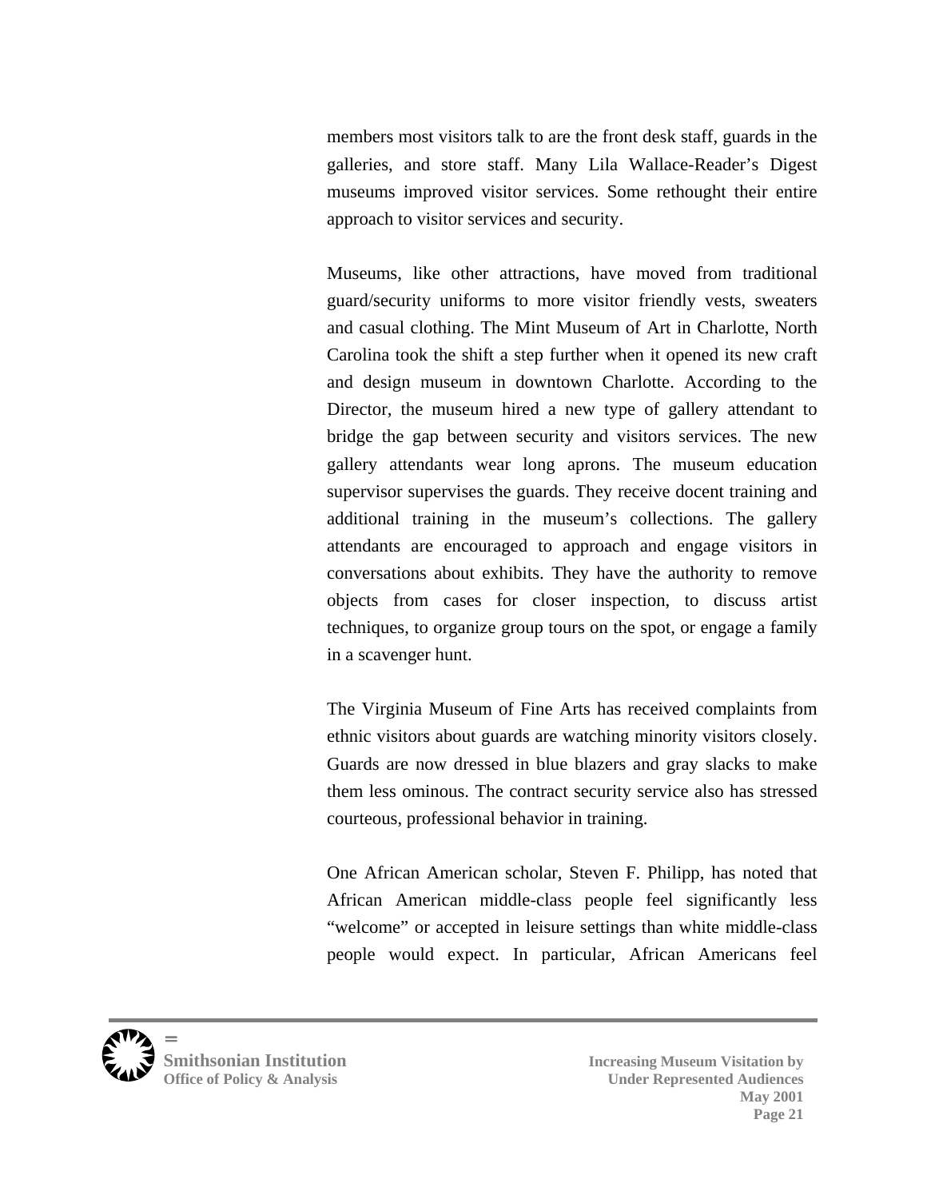members most visitors talk to are the front desk staff, guards in the galleries, and store staff. Many Lila Wallace-Reader's Digest museums improved visitor services. Some rethought their entire approach to visitor services and security.

Museums, like other attractions, have moved from traditional guard/security uniforms to more visitor friendly vests, sweaters and casual clothing. The Mint Museum of Art in Charlotte, North Carolina took the shift a step further when it opened its new craft and design museum in downtown Charlotte. According to the Director, the museum hired a new type of gallery attendant to bridge the gap between security and visitors services. The new gallery attendants wear long aprons. The museum education supervisor supervises the guards. They receive docent training and additional training in the museum's collections. The gallery attendants are encouraged to approach and engage visitors in conversations about exhibits. They have the authority to remove objects from cases for closer inspection, to discuss artist techniques, to organize group tours on the spot, or engage a family in a scavenger hunt.

The Virginia Museum of Fine Arts has received complaints from ethnic visitors about guards are watching minority visitors closely. Guards are now dressed in blue blazers and gray slacks to make them less ominous. The contract security service also has stressed courteous, professional behavior in training.

One African American scholar, Steven F. Philipp, has noted that African American middle-class people feel significantly less "welcome" or accepted in leisure settings than white middle-class people would expect. In particular, African Americans feel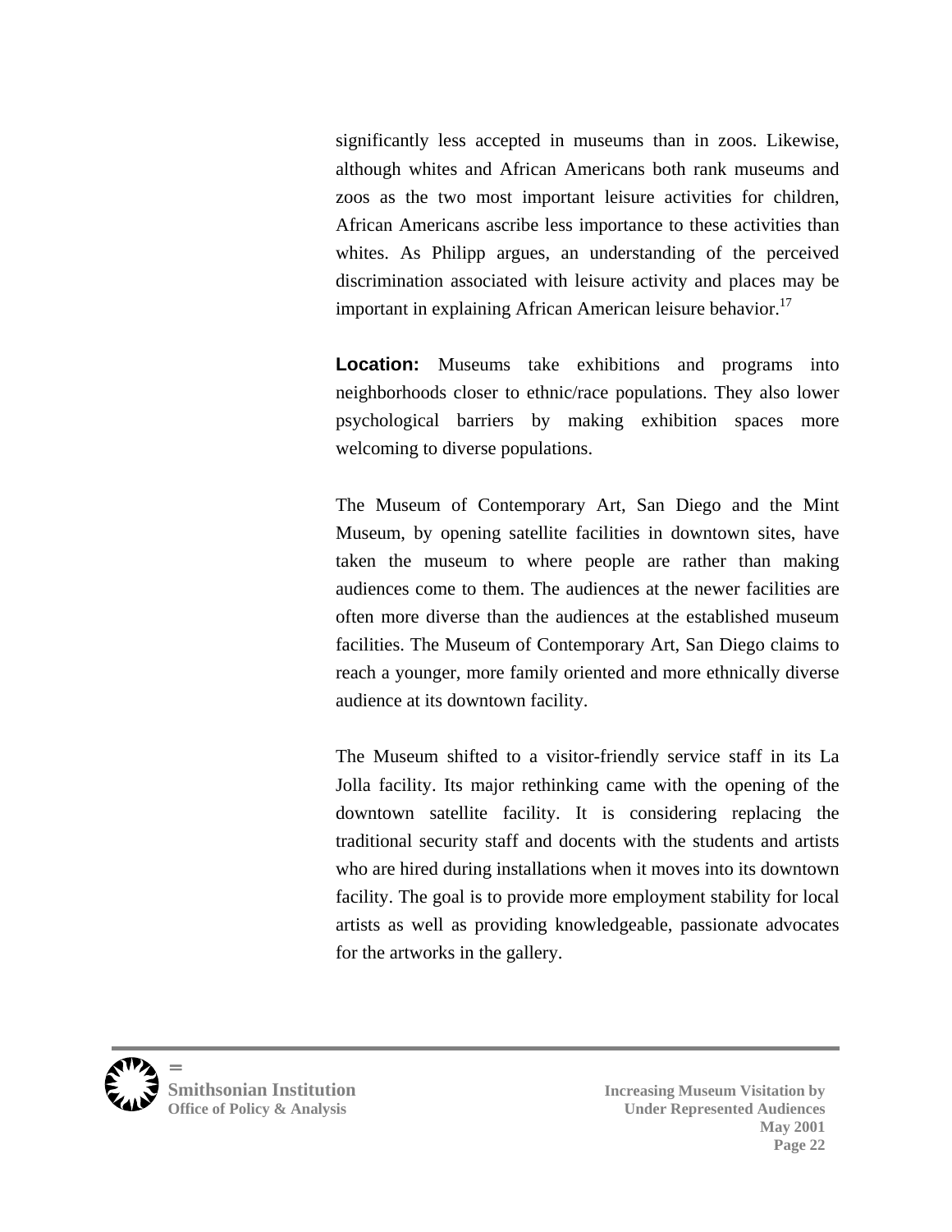significantly less accepted in museums than in zoos. Likewise, although whites and African Americans both rank museums and zoos as the two most important leisure activities for children, African Americans ascribe less importance to these activities than whites. As Philipp argues, an understanding of the perceived discrimination associated with leisure activity and places may be important in explaining African American leisure behavior.[17]

**Location:** Museums take exhibitions and programs into neighborhoods closer to ethnic/race populations. They also lower psychological barriers by making exhibition spaces more welcoming to diverse populations.

The Museum of Contemporary Art, San Diego and the Mint Museum, by opening satellite facilities in downtown sites, have taken the museum to where people are rather than making audiences come to them. The audiences at the newer facilities are often more diverse than the audiences at the established museum facilities. The Museum of Contemporary Art, San Diego claims to reach a younger, more family oriented and more ethnically diverse audience at its downtown facility.

The Museum shifted to a visitor-friendly service staff in its La Jolla facility. Its major rethinking came with the opening of the downtown satellite facility. It is considering replacing the traditional security staff and docents with the students and artists who are hired during installations when it moves into its downtown facility. The goal is to provide more employment stability for local artists as well as providing knowledgeable, passionate advocates for the artworks in the gallery.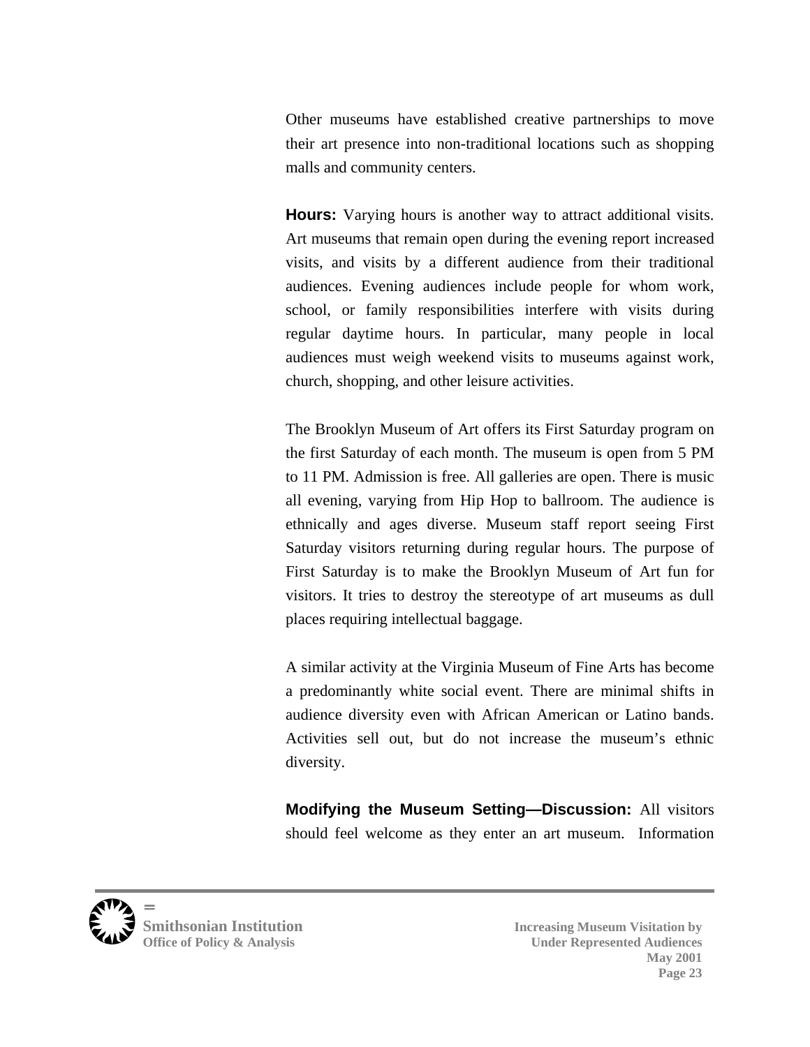Other museums have established creative partnerships to move their art presence into non-traditional locations such as shopping malls and community centers.

**Hours:** Varying hours is another way to attract additional visits. Art museums that remain open during the evening report increased visits, and visits by a different audience from their traditional audiences. Evening audiences include people for whom work, school, or family responsibilities interfere with visits during regular daytime hours. In particular, many people in local audiences must weigh weekend visits to museums against work, church, shopping, and other leisure activities.

The Brooklyn Museum of Art offers its First Saturday program on the first Saturday of each month. The museum is open from 5 PM to 11 PM. Admission is free. All galleries are open. There is music all evening, varying from Hip Hop to ballroom. The audience is ethnically and ages diverse. Museum staff report seeing First Saturday visitors returning during regular hours. The purpose of First Saturday is to make the Brooklyn Museum of Art fun for visitors. It tries to destroy the stereotype of art museums as dull places requiring intellectual baggage.

A similar activity at the Virginia Museum of Fine Arts has become a predominantly white social event. There are minimal shifts in audience diversity even with African American or Latino bands. Activities sell out, but do not increase the museum's ethnic diversity.

**Modifying the Museum Setting—Discussion:** All visitors should feel welcome as they enter an art museum. Information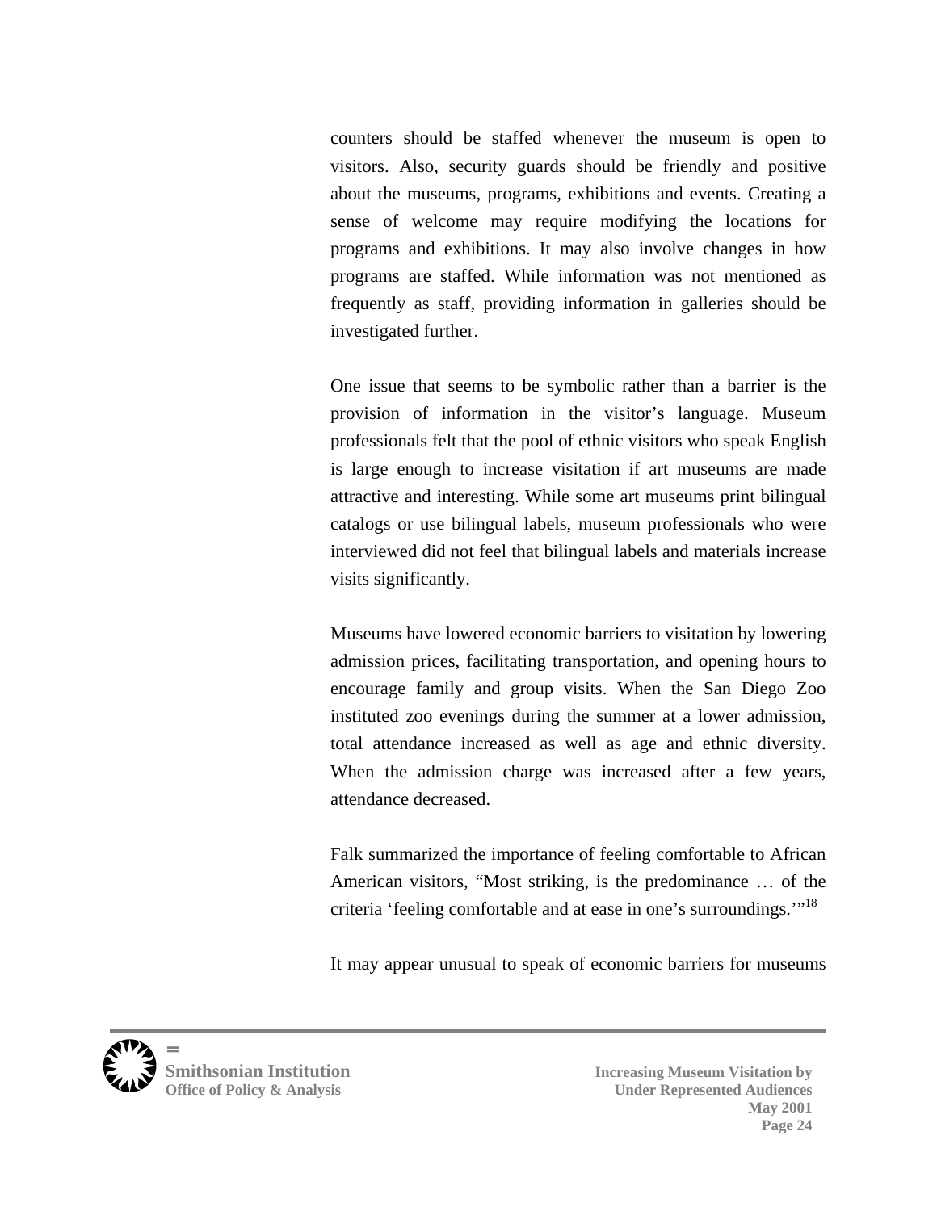counters should be staffed whenever the museum is open to visitors. Also, security guards should be friendly and positive about the museums, programs, exhibitions and events. Creating a sense of welcome may require modifying the locations for programs and exhibitions. It may also involve changes in how programs are staffed. While information was not mentioned as frequently as staff, providing information in galleries should be investigated further.

One issue that seems to be symbolic rather than a barrier is the provision of information in the visitor's language. Museum professionals felt that the pool of ethnic visitors who speak English is large enough to increase visitation if art museums are made attractive and interesting. While some art museums print bilingual catalogs or use bilingual labels, museum professionals who were interviewed did not feel that bilingual labels and materials increase visits significantly.

Museums have lowered economic barriers to visitation by lowering admission prices, facilitating transportation, and opening hours to encourage family and group visits. When the San Diego Zoo instituted zoo evenings during the summer at a lower admission, total attendance increased as well as age and ethnic diversity. When the admission charge was increased after a few years, attendance decreased.

Falk summarized the importance of feeling comfortable to African American visitors, "Most striking, is the predominance … of the criteria 'feeling comfortable and at ease in one's surroundings.'"[18]

It may appear unusual to speak of economic barriers for museums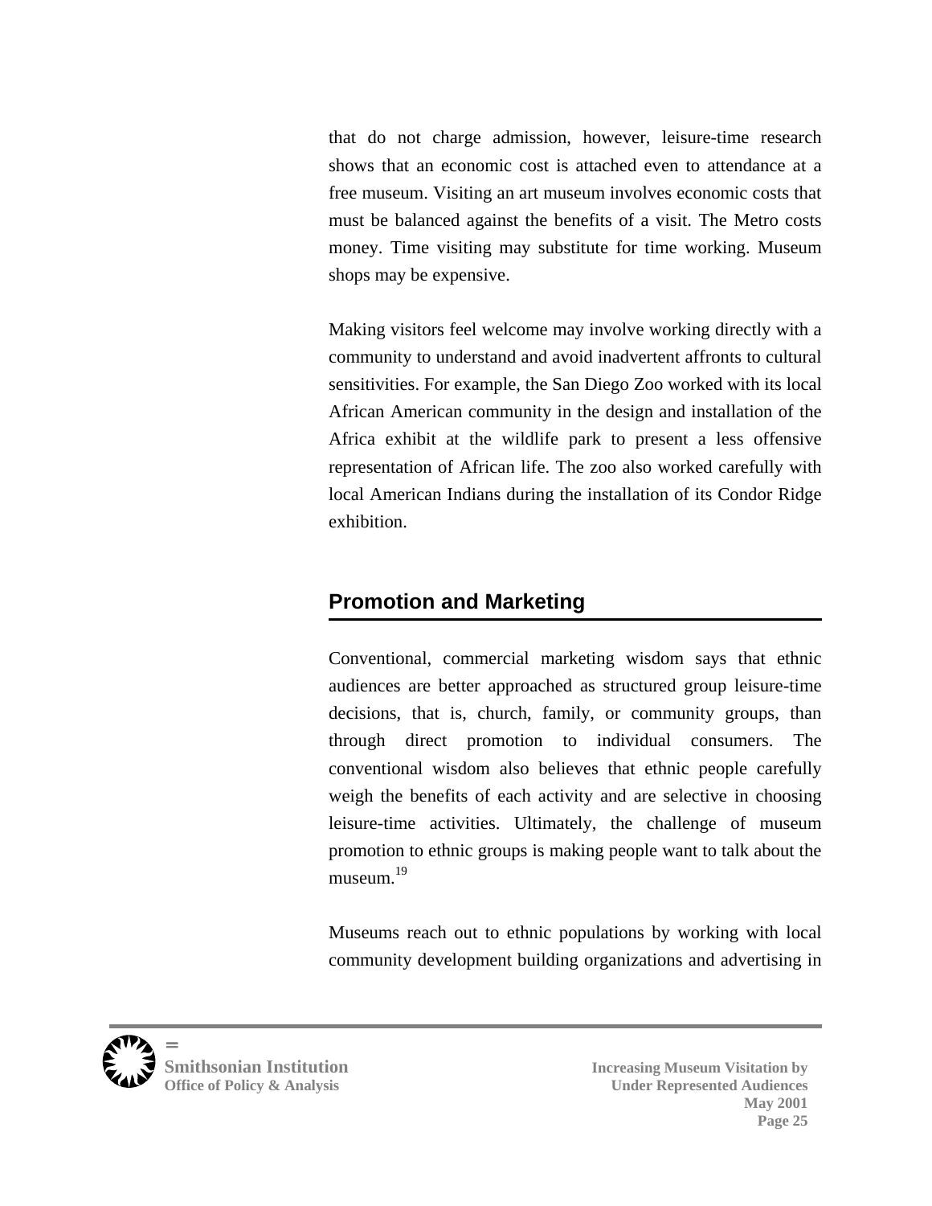that do not charge admission, however, leisure-time research shows that an economic cost is attached even to attendance at a free museum. Visiting an art museum involves economic costs that must be balanced against the benefits of a visit. The Metro costs money. Time visiting may substitute for time working. Museum shops may be expensive.

Making visitors feel welcome may involve working directly with a community to understand and avoid inadvertent affronts to cultural sensitivities. For example, the San Diego Zoo worked with its local African American community in the design and installation of the Africa exhibit at the wildlife park to present a less offensive representation of African life. The zoo also worked carefully with local American Indians during the installation of its Condor Ridge exhibition.

## Promotion and Marketing

Conventional, commercial marketing wisdom says that ethnic audiences are better approached as structured group leisure-time decisions, that is, church, family, or community groups, than through direct promotion to individual consumers. The conventional wisdom also believes that ethnic people carefully weigh the benefits of each activity and are selective in choosing leisure-time activities. Ultimately, the challenge of museum promotion to ethnic groups is making people want to talk about the museum.[19]

Museums reach out to ethnic populations by working with local community development building organizations and advertising in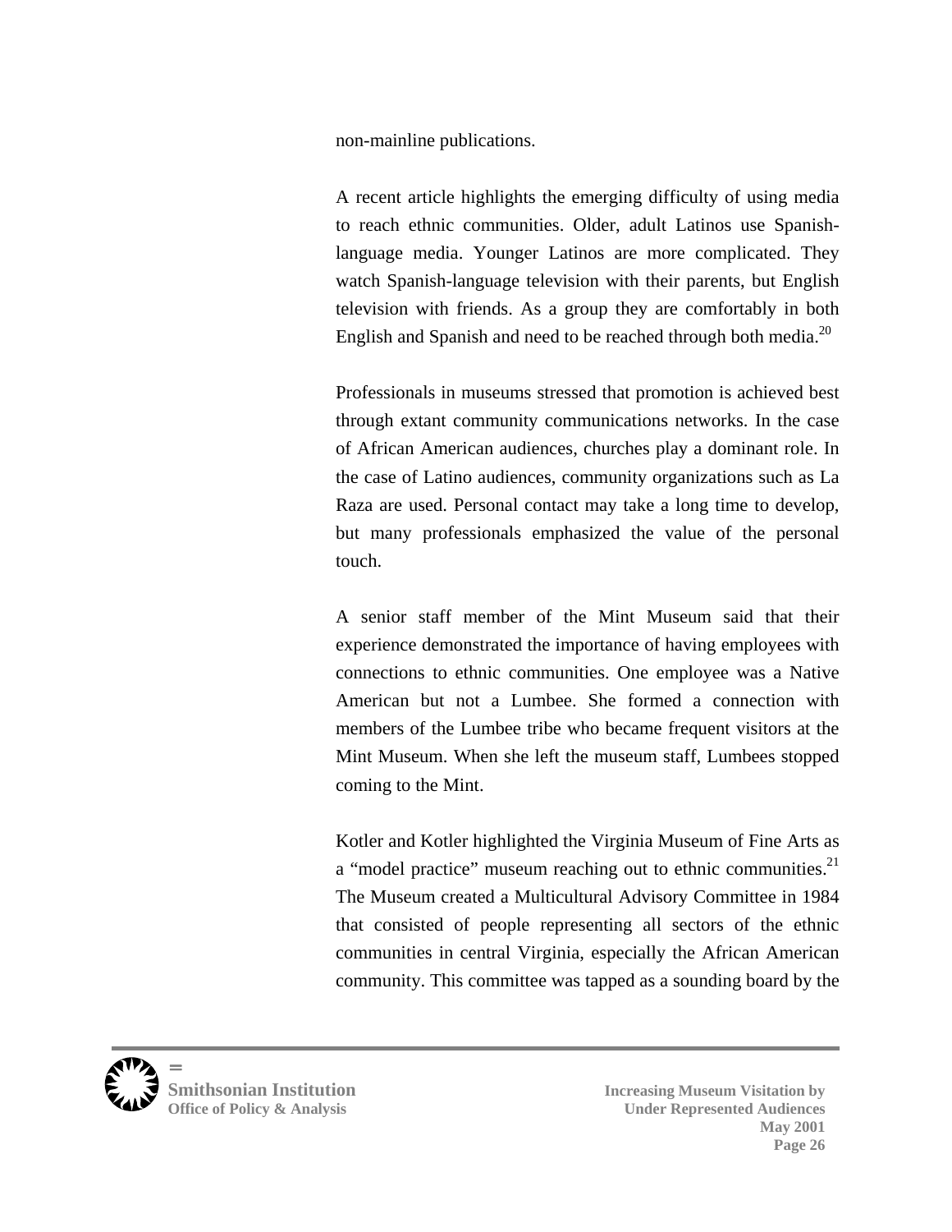non-mainline publications.

A recent article highlights the emerging difficulty of using media to reach ethnic communities. Older, adult Latinos use Spanish-language media. Younger Latinos are more complicated. They watch Spanish-language television with their parents, but English television with friends. As a group they are comfortably in both English and Spanish and need to be reached through both media.[20]

Professionals in museums stressed that promotion is achieved best through extant community communications networks. In the case of African American audiences, churches play a dominant role. In the case of Latino audiences, community organizations such as La Raza are used. Personal contact may take a long time to develop, but many professionals emphasized the value of the personal touch.

A senior staff member of the Mint Museum said that their experience demonstrated the importance of having employees with connections to ethnic communities. One employee was a Native American but not a Lumbee. She formed a connection with members of the Lumbee tribe who became frequent visitors at the Mint Museum. When she left the museum staff, Lumbees stopped coming to the Mint.

Kotler and Kotler highlighted the Virginia Museum of Fine Arts as a “model practice” museum reaching out to ethnic communities.[21] The Museum created a Multicultural Advisory Committee in 1984 that consisted of people representing all sectors of the ethnic communities in central Virginia, especially the African American community. This committee was tapped as a sounding board by the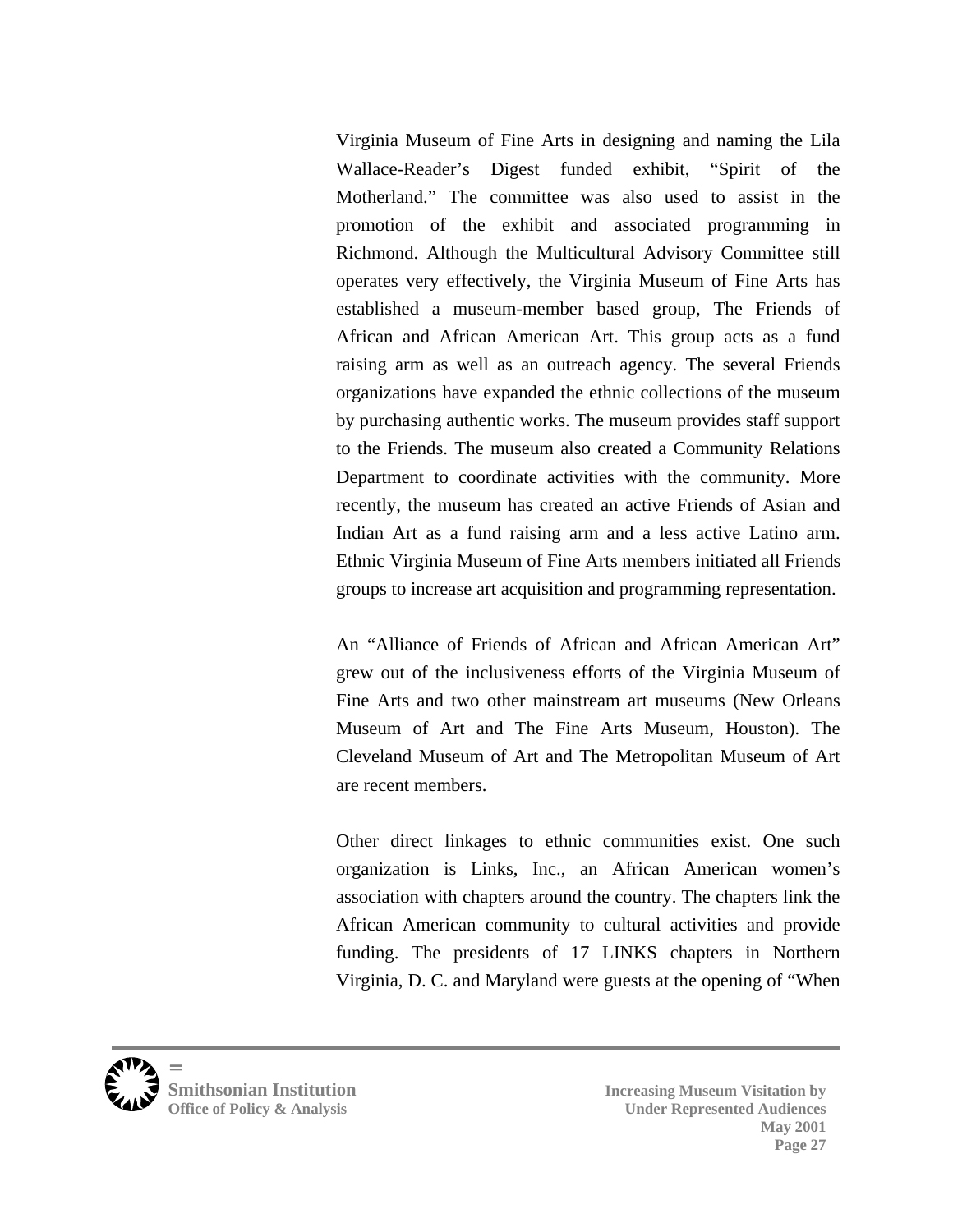Virginia Museum of Fine Arts in designing and naming the Lila Wallace-Reader's Digest funded exhibit, "Spirit of the Motherland." The committee was also used to assist in the promotion of the exhibit and associated programming in Richmond. Although the Multicultural Advisory Committee still operates very effectively, the Virginia Museum of Fine Arts has established a museum-member based group, The Friends of African and African American Art. This group acts as a fund raising arm as well as an outreach agency. The several Friends organizations have expanded the ethnic collections of the museum by purchasing authentic works. The museum provides staff support to the Friends. The museum also created a Community Relations Department to coordinate activities with the community. More recently, the museum has created an active Friends of Asian and Indian Art as a fund raising arm and a less active Latino arm. Ethnic Virginia Museum of Fine Arts members initiated all Friends groups to increase art acquisition and programming representation.

An "Alliance of Friends of African and African American Art" grew out of the inclusiveness efforts of the Virginia Museum of Fine Arts and two other mainstream art museums (New Orleans Museum of Art and The Fine Arts Museum, Houston). The Cleveland Museum of Art and The Metropolitan Museum of Art are recent members.

Other direct linkages to ethnic communities exist. One such organization is Links, Inc., an African American women's association with chapters around the country. The chapters link the African American community to cultural activities and provide funding. The presidents of 17 LINKS chapters in Northern Virginia, D. C. and Maryland were guests at the opening of "When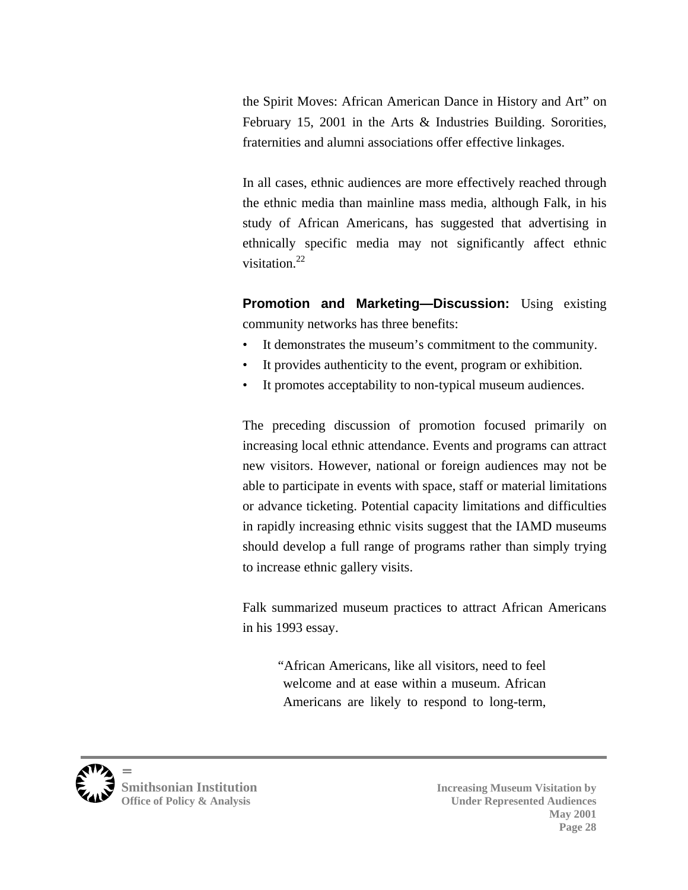the Spirit Moves: African American Dance in History and Art" on February 15, 2001 in the Arts & Industries Building. Sororities, fraternities and alumni associations offer effective linkages.

In all cases, ethnic audiences are more effectively reached through the ethnic media than mainline mass media, although Falk, in his study of African Americans, has suggested that advertising in ethnically specific media may not significantly affect ethnic visitation.[22]

**Promotion and Marketing—Discussion:** Using existing community networks has three benefits:

- It demonstrates the museum's commitment to the community.
- It provides authenticity to the event, program or exhibition.
- It promotes acceptability to non-typical museum audiences.

The preceding discussion of promotion focused primarily on increasing local ethnic attendance. Events and programs can attract new visitors. However, national or foreign audiences may not be able to participate in events with space, staff or material limitations or advance ticketing. Potential capacity limitations and difficulties in rapidly increasing ethnic visits suggest that the IAMD museums should develop a full range of programs rather than simply trying to increase ethnic gallery visits.

Falk summarized museum practices to attract African Americans in his 1993 essay.

> "African Americans, like all visitors, need to feel welcome and at ease within a museum. African Americans are likely to respond to long-term,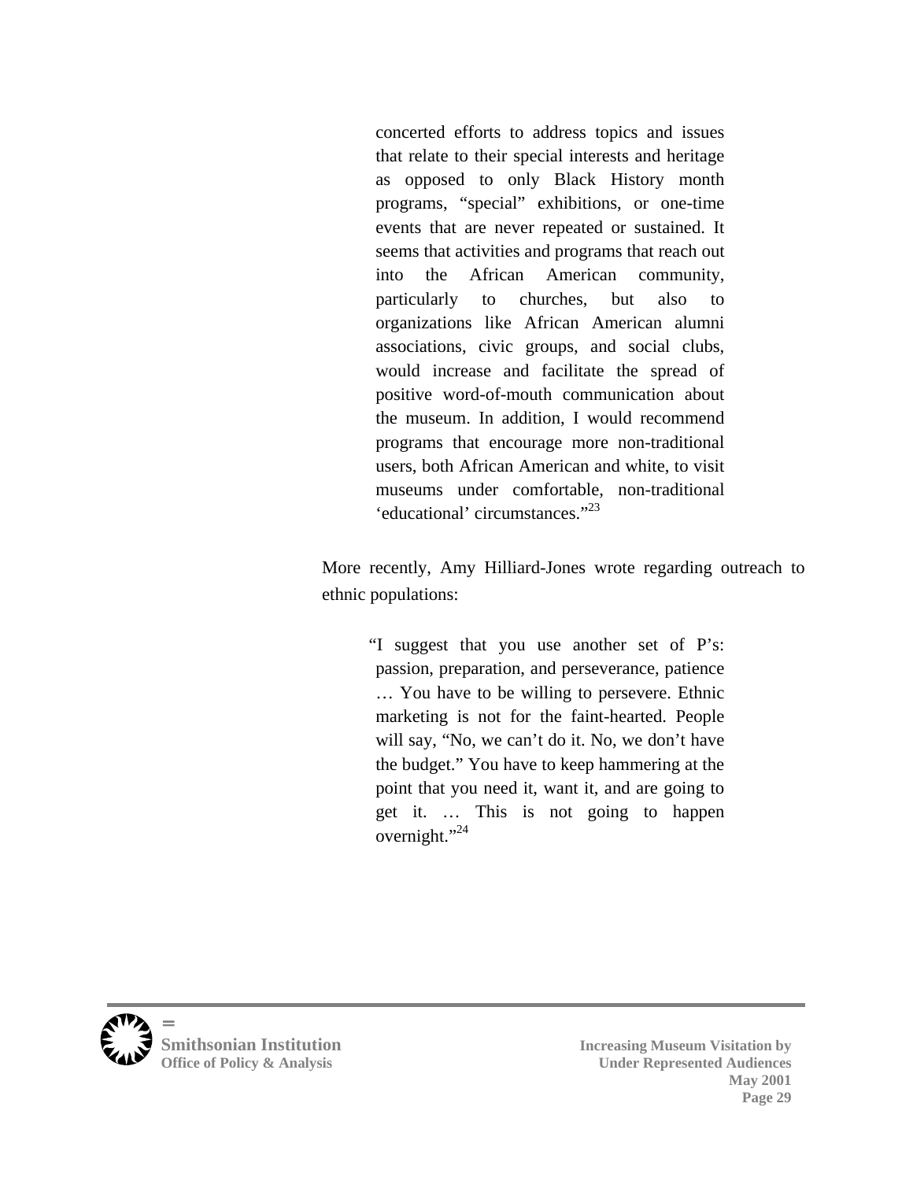> concerted efforts to address topics and issues that relate to their special interests and heritage as opposed to only Black History month programs, "special" exhibitions, or one-time events that are never repeated or sustained. It seems that activities and programs that reach out into the African American community, particularly to churches, but also to organizations like African American alumni associations, civic groups, and social clubs, would increase and facilitate the spread of positive word-of-mouth communication about the museum. In addition, I would recommend programs that encourage more non-traditional users, both African American and white, to visit museums under comfortable, non-traditional 'educational' circumstances."[23]

More recently, Amy Hilliard-Jones wrote regarding outreach to ethnic populations:

> "I suggest that you use another set of P's: passion, preparation, and perseverance, patience … You have to be willing to persevere. Ethnic marketing is not for the faint-hearted. People will say, "No, we can't do it. No, we don't have the budget." You have to keep hammering at the point that you need it, want it, and are going to get it. … This is not going to happen overnight."[24]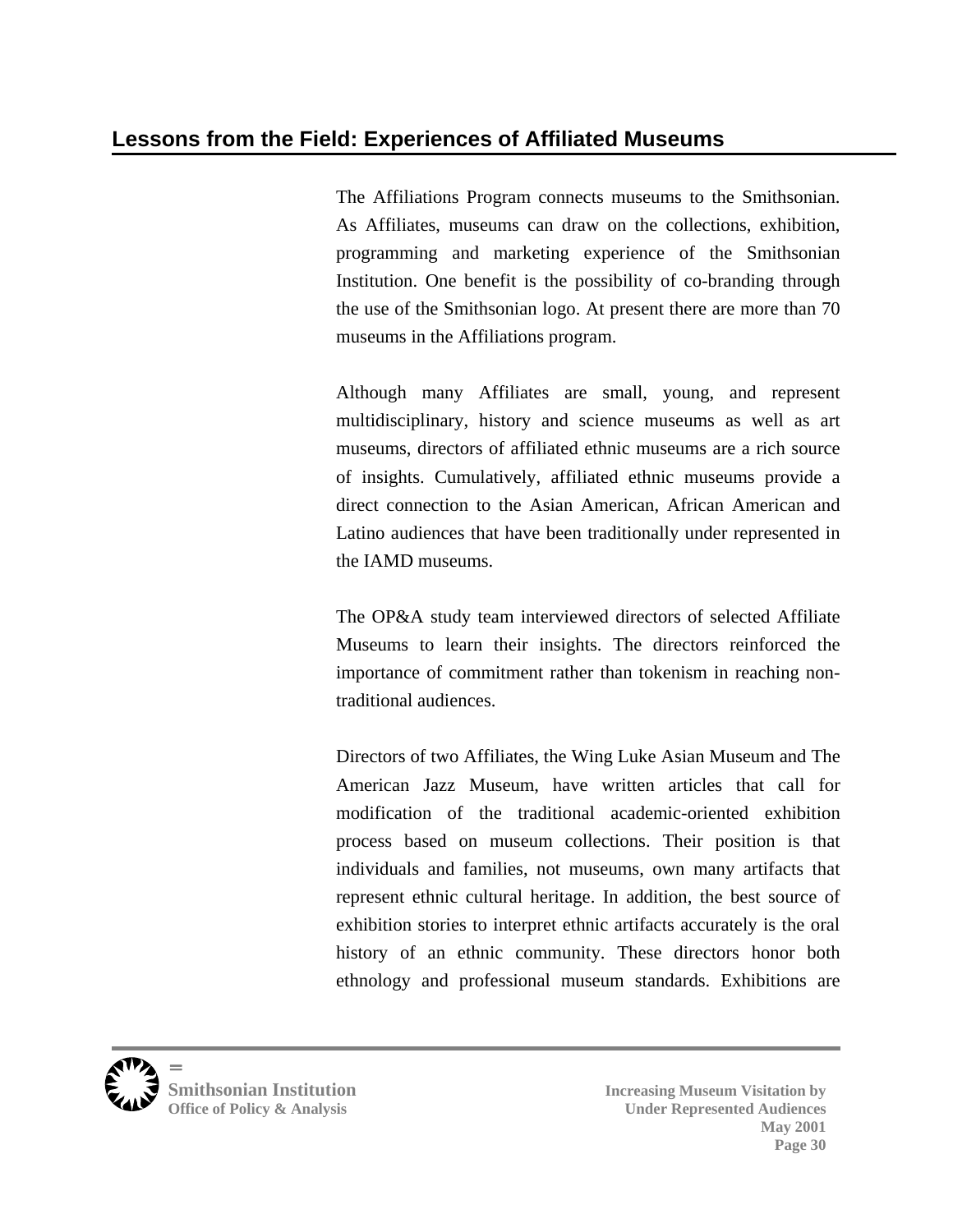## Lessons from the Field: Experiences of Affiliated Museums

The Affiliations Program connects museums to the Smithsonian. As Affiliates, museums can draw on the collections, exhibition, programming and marketing experience of the Smithsonian Institution. One benefit is the possibility of co-branding through the use of the Smithsonian logo. At present there are more than 70 museums in the Affiliations program.

Although many Affiliates are small, young, and represent multidisciplinary, history and science museums as well as art museums, directors of affiliated ethnic museums are a rich source of insights. Cumulatively, affiliated ethnic museums provide a direct connection to the Asian American, African American and Latino audiences that have been traditionally under represented in the IAMD museums.

The OP&A study team interviewed directors of selected Affiliate Museums to learn their insights. The directors reinforced the importance of commitment rather than tokenism in reaching non-traditional audiences.

Directors of two Affiliates, the Wing Luke Asian Museum and The American Jazz Museum, have written articles that call for modification of the traditional academic-oriented exhibition process based on museum collections. Their position is that individuals and families, not museums, own many artifacts that represent ethnic cultural heritage. In addition, the best source of exhibition stories to interpret ethnic artifacts accurately is the oral history of an ethnic community. These directors honor both ethnology and professional museum standards. Exhibitions are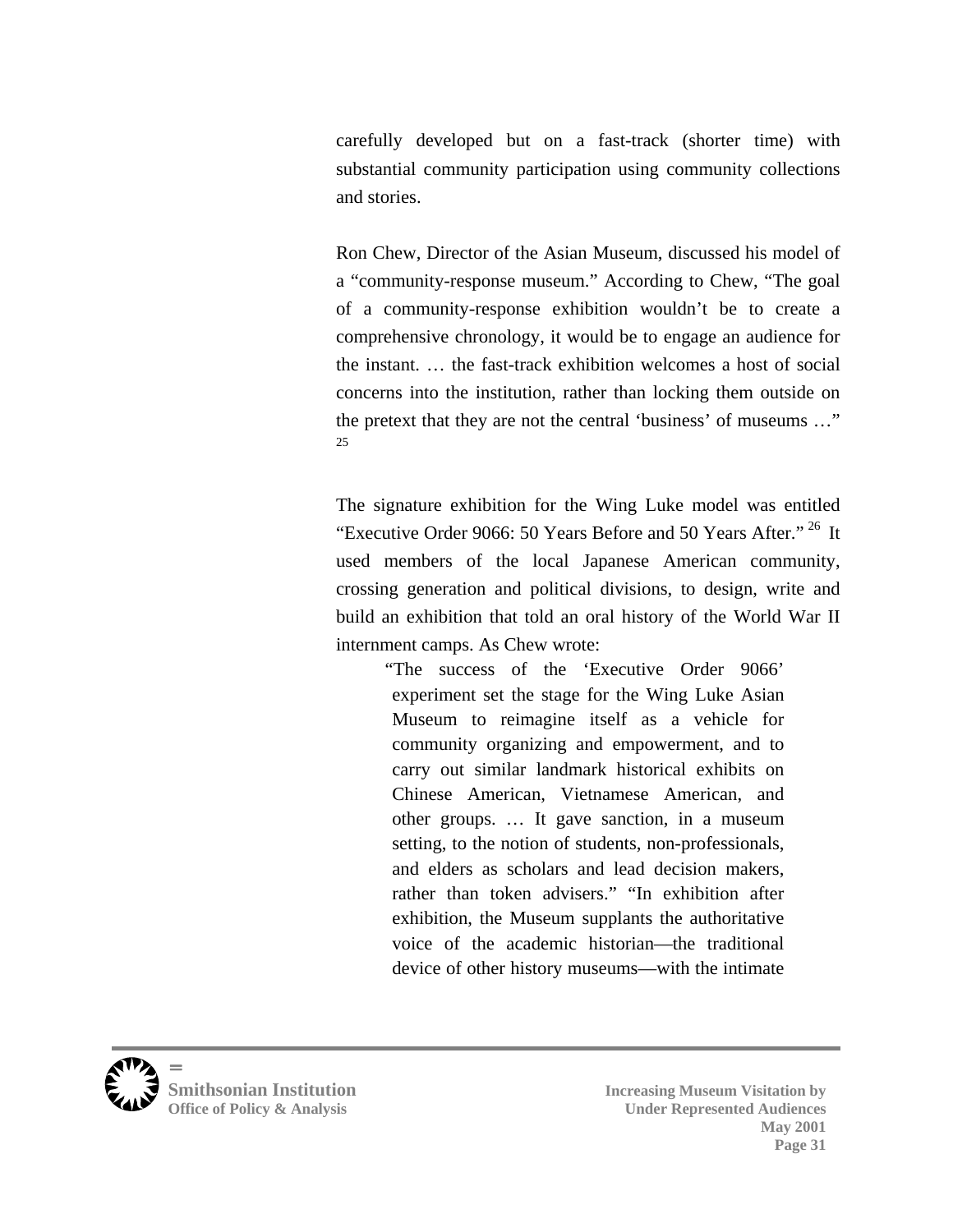carefully developed but on a fast-track (shorter time) with substantial community participation using community collections and stories.

Ron Chew, Director of the Asian Museum, discussed his model of a "community-response museum." According to Chew, "The goal of a community-response exhibition wouldn't be to create a comprehensive chronology, it would be to engage an audience for the instant. … the fast-track exhibition welcomes a host of social concerns into the institution, rather than locking them outside on the pretext that they are not the central 'business' of museums …" [25]

The signature exhibition for the Wing Luke model was entitled "Executive Order 9066: 50 Years Before and 50 Years After." [26] It used members of the local Japanese American community, crossing generation and political divisions, to design, write and build an exhibition that told an oral history of the World War II internment camps. As Chew wrote:

> "The success of the 'Executive Order 9066' experiment set the stage for the Wing Luke Asian Museum to reimagine itself as a vehicle for community organizing and empowerment, and to carry out similar landmark historical exhibits on Chinese American, Vietnamese American, and other groups. … It gave sanction, in a museum setting, to the notion of students, non-professionals, and elders as scholars and lead decision makers, rather than token advisers." "In exhibition after exhibition, the Museum supplants the authoritative voice of the academic historian—the traditional device of other history museums—with the intimate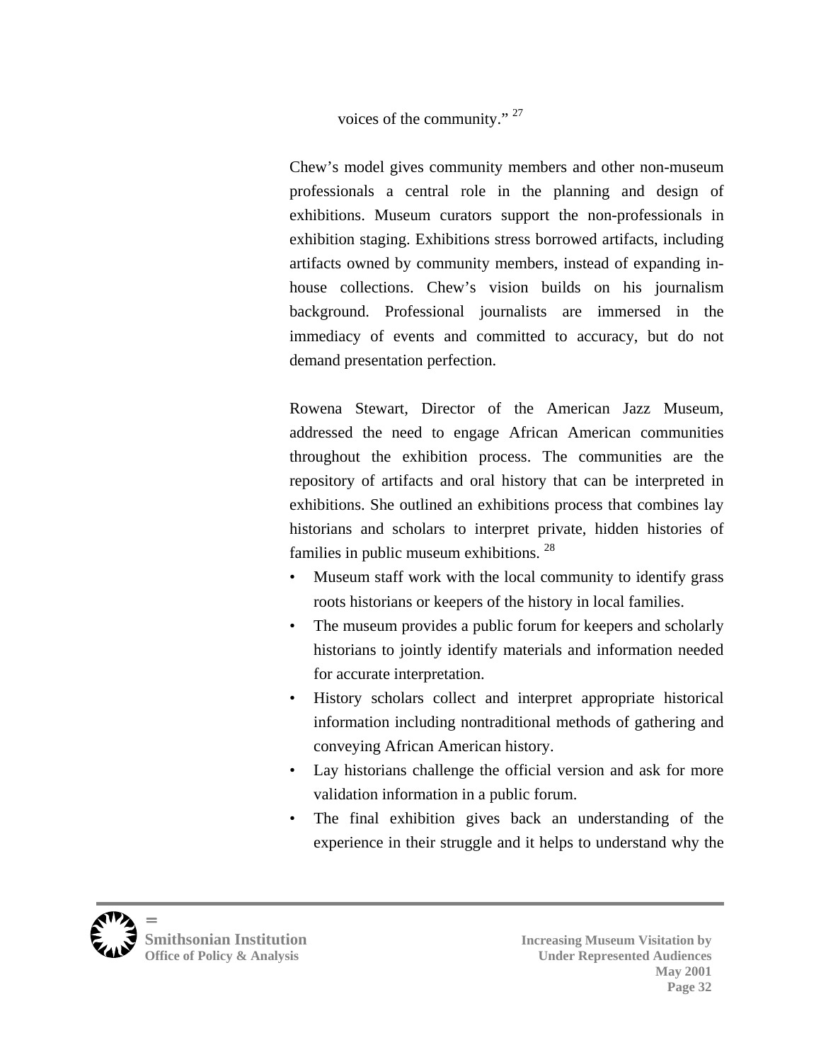voices of the community." [27]

Chew's model gives community members and other non-museum professionals a central role in the planning and design of exhibitions. Museum curators support the non-professionals in exhibition staging. Exhibitions stress borrowed artifacts, including artifacts owned by community members, instead of expanding in-house collections. Chew's vision builds on his journalism background. Professional journalists are immersed in the immediacy of events and committed to accuracy, but do not demand presentation perfection.

Rowena Stewart, Director of the American Jazz Museum, addressed the need to engage African American communities throughout the exhibition process. The communities are the repository of artifacts and oral history that can be interpreted in exhibitions. She outlined an exhibitions process that combines lay historians and scholars to interpret private, hidden histories of families in public museum exhibitions. [28]

- Museum staff work with the local community to identify grass roots historians or keepers of the history in local families.
- The museum provides a public forum for keepers and scholarly historians to jointly identify materials and information needed for accurate interpretation.
- History scholars collect and interpret appropriate historical information including nontraditional methods of gathering and conveying African American history.
- Lay historians challenge the official version and ask for more validation information in a public forum.
- The final exhibition gives back an understanding of the experience in their struggle and it helps to understand why the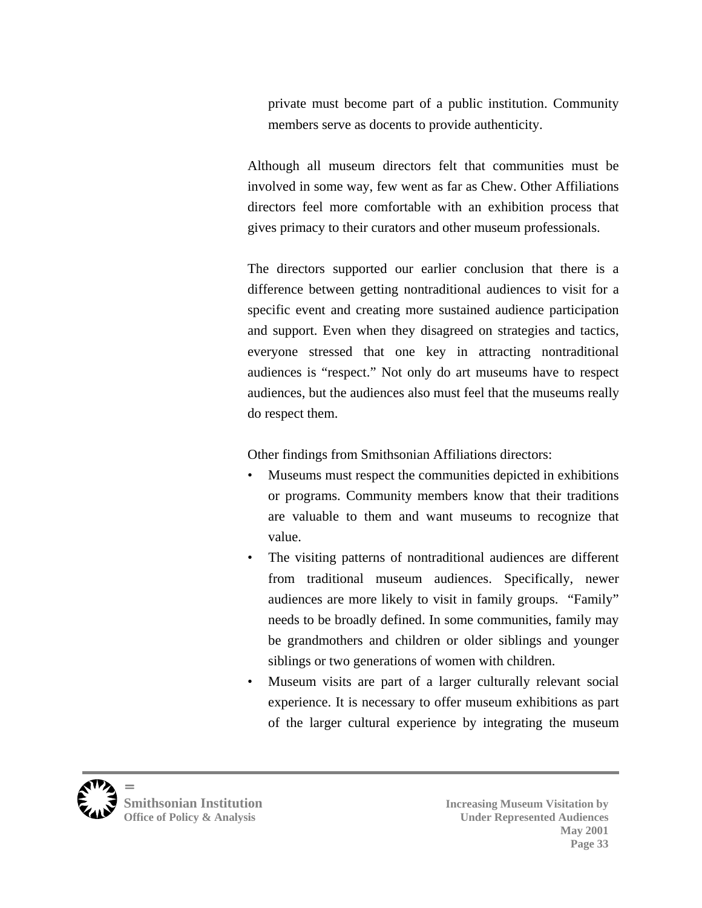private must become part of a public institution. Community members serve as docents to provide authenticity.

Although all museum directors felt that communities must be involved in some way, few went as far as Chew. Other Affiliations directors feel more comfortable with an exhibition process that gives primacy to their curators and other museum professionals.

The directors supported our earlier conclusion that there is a difference between getting nontraditional audiences to visit for a specific event and creating more sustained audience participation and support. Even when they disagreed on strategies and tactics, everyone stressed that one key in attracting nontraditional audiences is "respect." Not only do art museums have to respect audiences, but the audiences also must feel that the museums really do respect them.

Other findings from Smithsonian Affiliations directors:

- Museums must respect the communities depicted in exhibitions or programs. Community members know that their traditions are valuable to them and want museums to recognize that value.
- The visiting patterns of nontraditional audiences are different from traditional museum audiences. Specifically, newer audiences are more likely to visit in family groups. "Family" needs to be broadly defined. In some communities, family may be grandmothers and children or older siblings and younger siblings or two generations of women with children.
- Museum visits are part of a larger culturally relevant social experience. It is necessary to offer museum exhibitions as part of the larger cultural experience by integrating the museum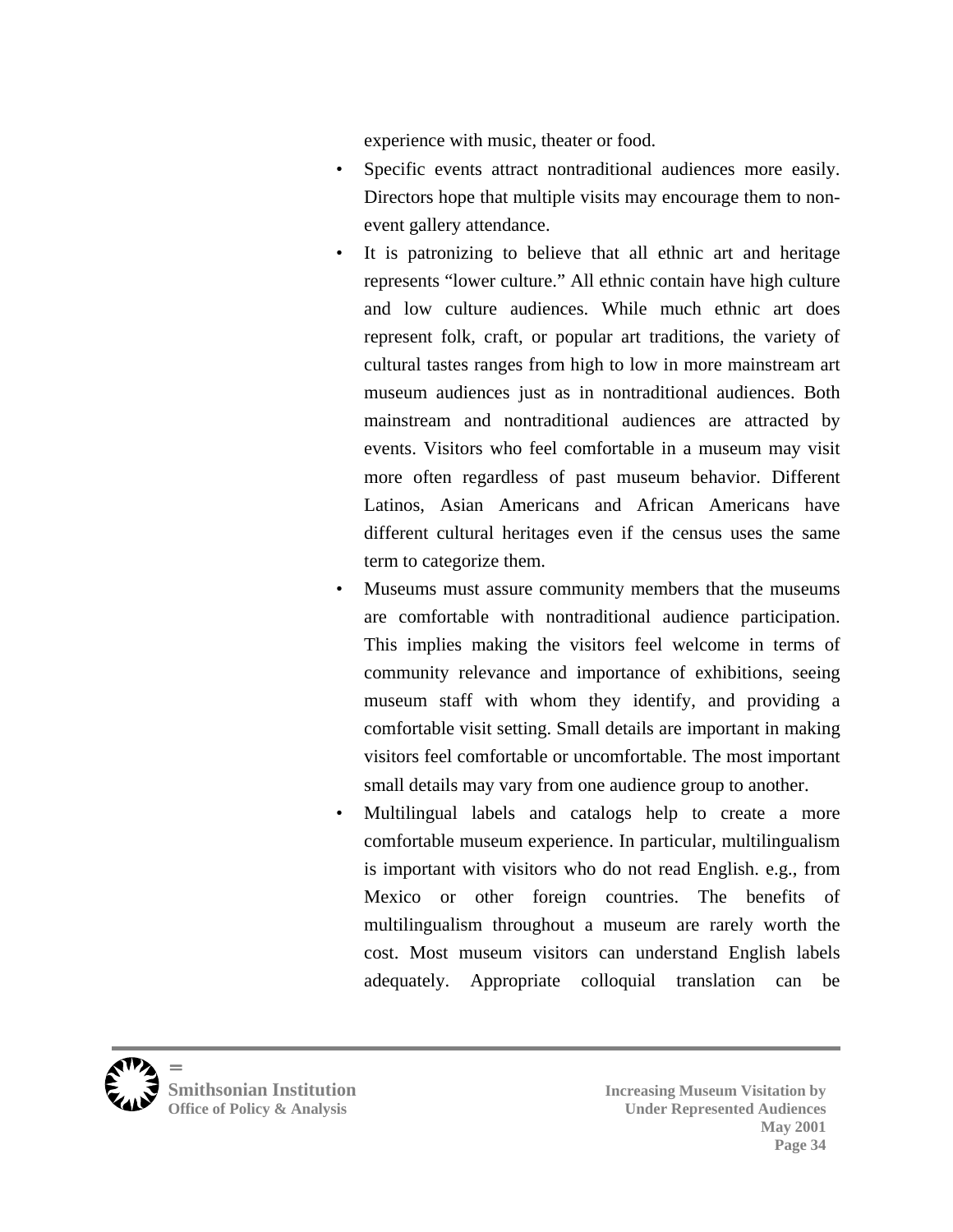experience with music, theater or food.

- Specific events attract nontraditional audiences more easily. Directors hope that multiple visits may encourage them to non-event gallery attendance.
- It is patronizing to believe that all ethnic art and heritage represents "lower culture." All ethnic contain have high culture and low culture audiences. While much ethnic art does represent folk, craft, or popular art traditions, the variety of cultural tastes ranges from high to low in more mainstream art museum audiences just as in nontraditional audiences. Both mainstream and nontraditional audiences are attracted by events. Visitors who feel comfortable in a museum may visit more often regardless of past museum behavior. Different Latinos, Asian Americans and African Americans have different cultural heritages even if the census uses the same term to categorize them.
- Museums must assure community members that the museums are comfortable with nontraditional audience participation. This implies making the visitors feel welcome in terms of community relevance and importance of exhibitions, seeing museum staff with whom they identify, and providing a comfortable visit setting. Small details are important in making visitors feel comfortable or uncomfortable. The most important small details may vary from one audience group to another.
- Multilingual labels and catalogs help to create a more comfortable museum experience. In particular, multilingualism is important with visitors who do not read English. e.g., from Mexico or other foreign countries. The benefits of multilingualism throughout a museum are rarely worth the cost. Most museum visitors can understand English labels adequately. Appropriate colloquial translation can be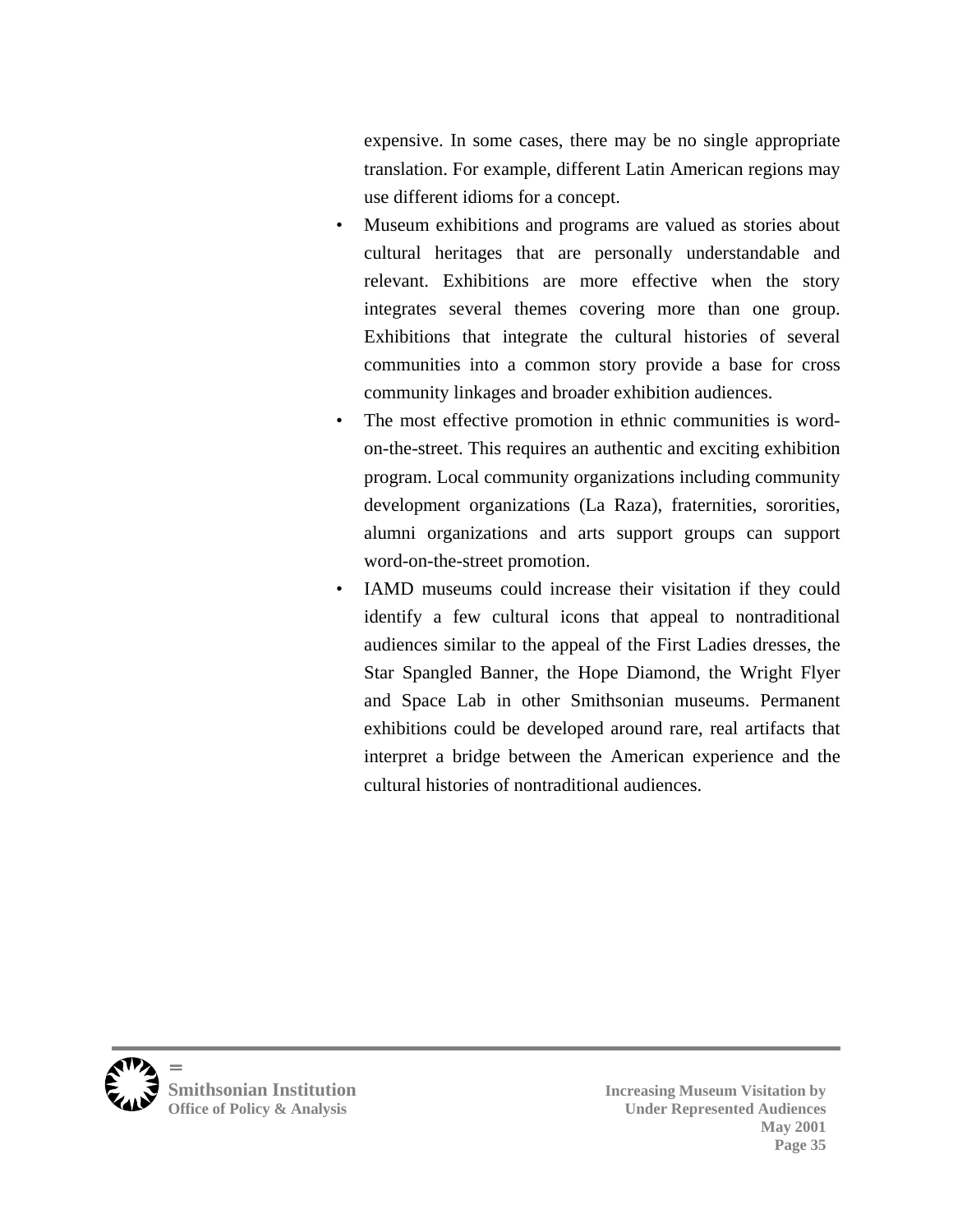expensive. In some cases, there may be no single appropriate translation. For example, different Latin American regions may use different idioms for a concept.

- Museum exhibitions and programs are valued as stories about cultural heritages that are personally understandable and relevant. Exhibitions are more effective when the story integrates several themes covering more than one group. Exhibitions that integrate the cultural histories of several communities into a common story provide a base for cross community linkages and broader exhibition audiences.
- The most effective promotion in ethnic communities is word-on-the-street. This requires an authentic and exciting exhibition program. Local community organizations including community development organizations (La Raza), fraternities, sororities, alumni organizations and arts support groups can support word-on-the-street promotion.
- IAMD museums could increase their visitation if they could identify a few cultural icons that appeal to nontraditional audiences similar to the appeal of the First Ladies dresses, the Star Spangled Banner, the Hope Diamond, the Wright Flyer and Space Lab in other Smithsonian museums. Permanent exhibitions could be developed around rare, real artifacts that interpret a bridge between the American experience and the cultural histories of nontraditional audiences.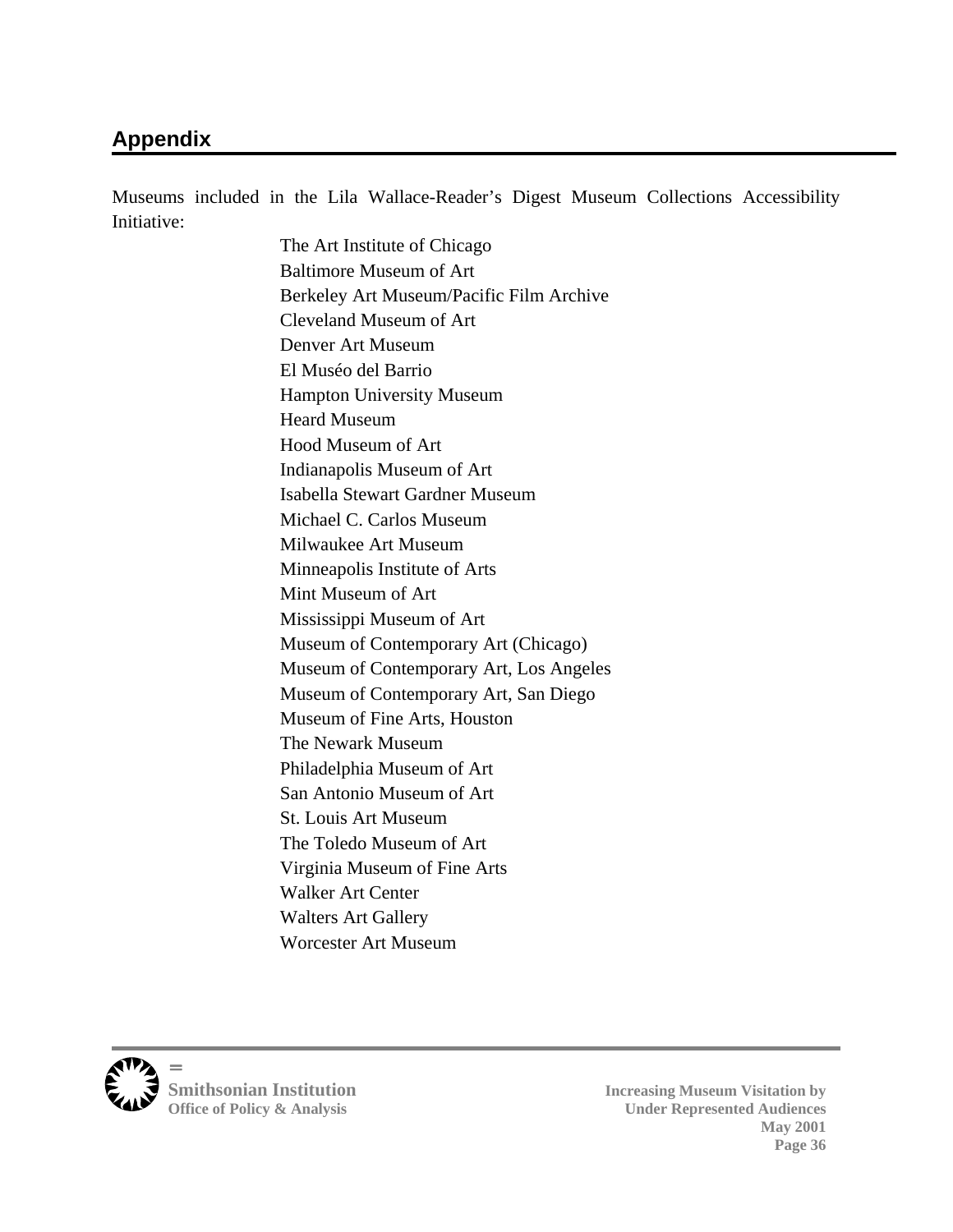## Appendix

Museums included in the Lila Wallace-Reader's Digest Museum Collections Accessibility Initiative:

The Art Institute of Chicago
Baltimore Museum of Art
Berkeley Art Museum/Pacific Film Archive
Cleveland Museum of Art
Denver Art Museum
El Muséo del Barrio
Hampton University Museum
Heard Museum
Hood Museum of Art
Indianapolis Museum of Art
Isabella Stewart Gardner Museum
Michael C. Carlos Museum
Milwaukee Art Museum
Minneapolis Institute of Arts
Mint Museum of Art
Mississippi Museum of Art
Museum of Contemporary Art (Chicago)
Museum of Contemporary Art, Los Angeles
Museum of Contemporary Art, San Diego
Museum of Fine Arts, Houston
The Newark Museum
Philadelphia Museum of Art
San Antonio Museum of Art
St. Louis Art Museum
The Toledo Museum of Art
Virginia Museum of Fine Arts
Walker Art Center
Walters Art Gallery
Worcester Art Museum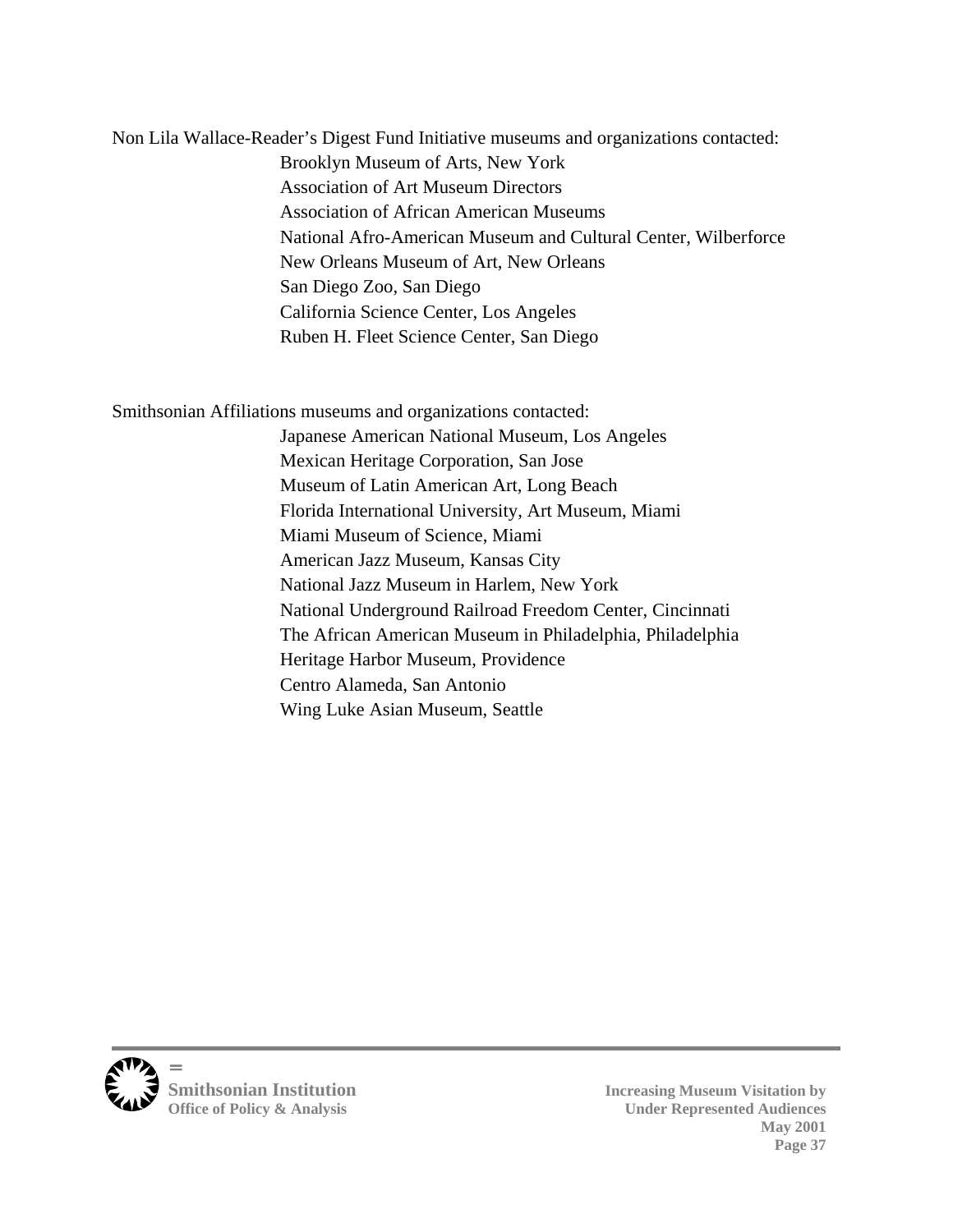Non Lila Wallace-Reader's Digest Fund Initiative museums and organizations contacted:

- Brooklyn Museum of Arts, New York
- Association of Art Museum Directors
- Association of African American Museums
- National Afro-American Museum and Cultural Center, Wilberforce
- New Orleans Museum of Art, New Orleans
- San Diego Zoo, San Diego
- California Science Center, Los Angeles
- Ruben H. Fleet Science Center, San Diego

Smithsonian Affiliations museums and organizations contacted:

- Japanese American National Museum, Los Angeles
- Mexican Heritage Corporation, San Jose
- Museum of Latin American Art, Long Beach
- Florida International University, Art Museum, Miami
- Miami Museum of Science, Miami
- American Jazz Museum, Kansas City
- National Jazz Museum in Harlem, New York
- National Underground Railroad Freedom Center, Cincinnati
- The African American Museum in Philadelphia, Philadelphia
- Heritage Harbor Museum, Providence
- Centro Alameda, San Antonio
- Wing Luke Asian Museum, Seattle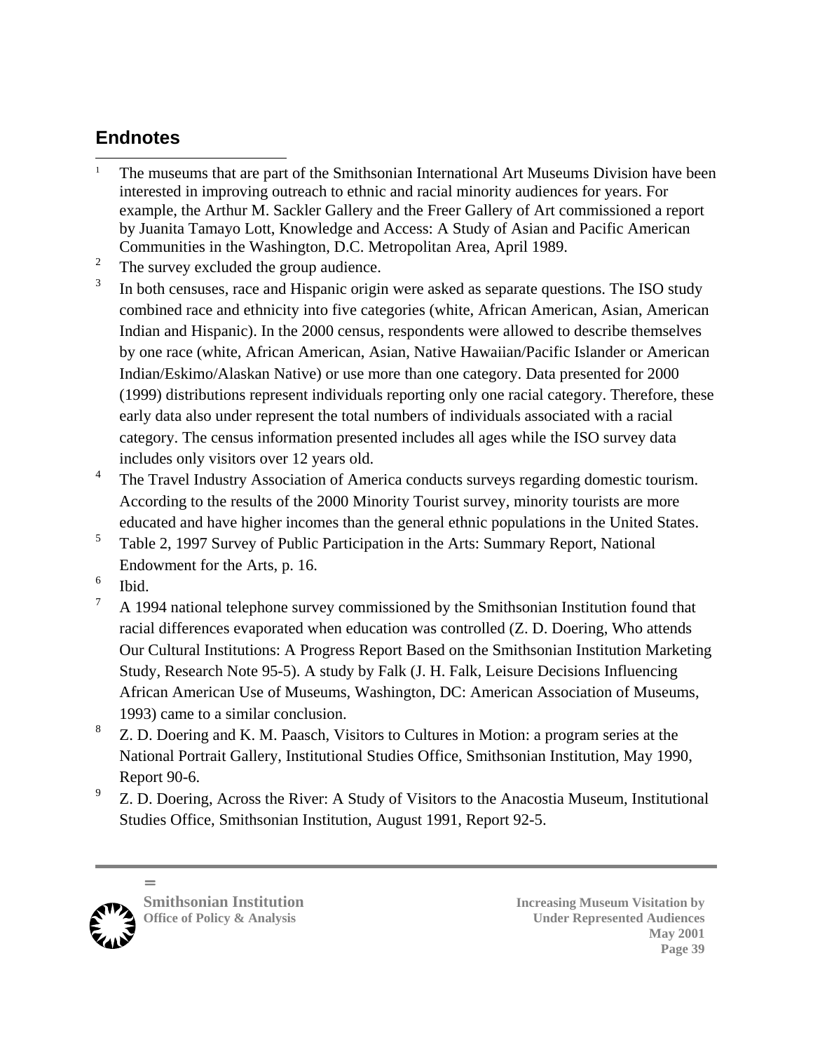## Endnotes

[1] The museums that are part of the Smithsonian International Art Museums Division have been interested in improving outreach to ethnic and racial minority audiences for years. For example, the Arthur M. Sackler Gallery and the Freer Gallery of Art commissioned a report by Juanita Tamayo Lott, Knowledge and Access: A Study of Asian and Pacific American Communities in the Washington, D.C. Metropolitan Area, April 1989.

[2] The survey excluded the group audience.

[3] In both censuses, race and Hispanic origin were asked as separate questions. The ISO study combined race and ethnicity into five categories (white, African American, Asian, American Indian and Hispanic). In the 2000 census, respondents were allowed to describe themselves by one race (white, African American, Asian, Native Hawaiian/Pacific Islander or American Indian/Eskimo/Alaskan Native) or use more than one category. Data presented for 2000 (1999) distributions represent individuals reporting only one racial category. Therefore, these early data also under represent the total numbers of individuals associated with a racial category. The census information presented includes all ages while the ISO survey data includes only visitors over 12 years old.

[4] The Travel Industry Association of America conducts surveys regarding domestic tourism. According to the results of the 2000 Minority Tourist survey, minority tourists are more educated and have higher incomes than the general ethnic populations in the United States.

[5] Table 2, 1997 Survey of Public Participation in the Arts: Summary Report, National Endowment for the Arts, p. 16.

[6] Ibid.

[7] A 1994 national telephone survey commissioned by the Smithsonian Institution found that racial differences evaporated when education was controlled (Z. D. Doering, Who attends Our Cultural Institutions: A Progress Report Based on the Smithsonian Institution Marketing Study, Research Note 95-5). A study by Falk (J. H. Falk, Leisure Decisions Influencing African American Use of Museums, Washington, DC: American Association of Museums, 1993) came to a similar conclusion.

[8] Z. D. Doering and K. M. Paasch, Visitors to Cultures in Motion: a program series at the National Portrait Gallery, Institutional Studies Office, Smithsonian Institution, May 1990, Report 90-6.

[9] Z. D. Doering, Across the River: A Study of Visitors to the Anacostia Museum, Institutional Studies Office, Smithsonian Institution, August 1991, Report 92-5.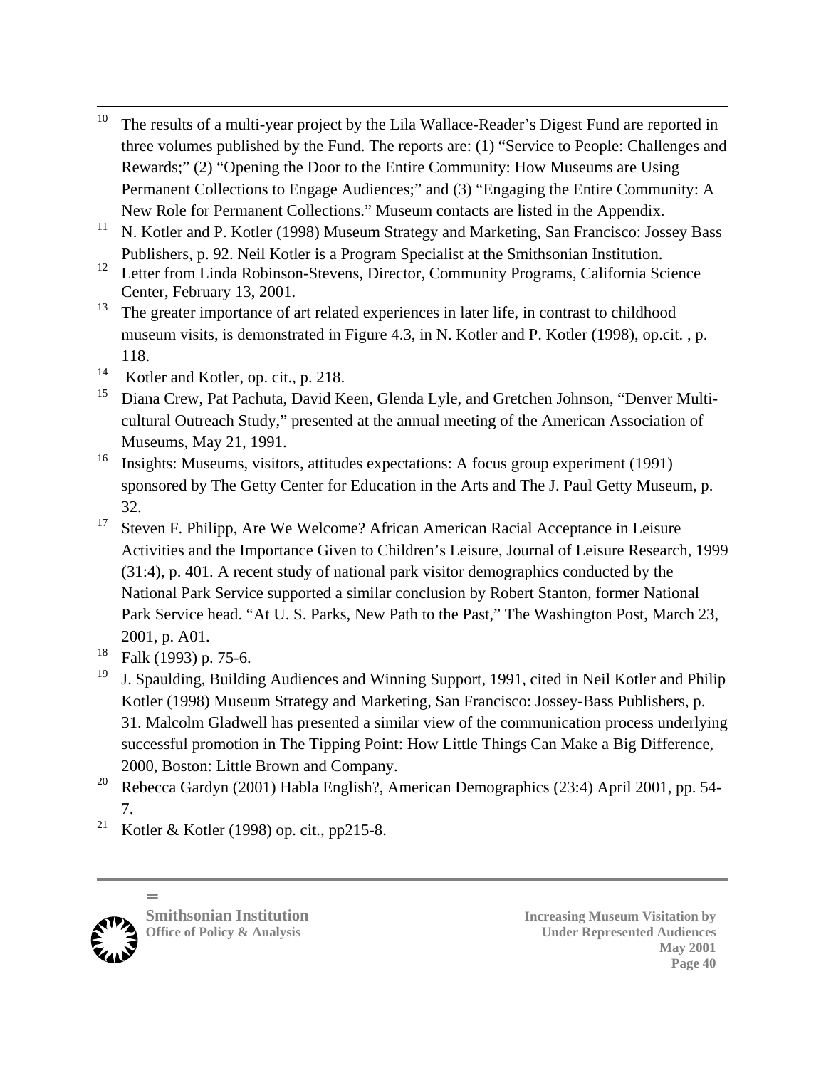[10] The results of a multi-year project by the Lila Wallace-Reader's Digest Fund are reported in three volumes published by the Fund. The reports are: (1) "Service to People: Challenges and Rewards;" (2) "Opening the Door to the Entire Community: How Museums are Using Permanent Collections to Engage Audiences;" and (3) "Engaging the Entire Community: A New Role for Permanent Collections." Museum contacts are listed in the Appendix.

[11] N. Kotler and P. Kotler (1998) Museum Strategy and Marketing, San Francisco: Jossey Bass Publishers, p. 92. Neil Kotler is a Program Specialist at the Smithsonian Institution.

[12] Letter from Linda Robinson-Stevens, Director, Community Programs, California Science Center, February 13, 2001.

[13] The greater importance of art related experiences in later life, in contrast to childhood museum visits, is demonstrated in Figure 4.3, in N. Kotler and P. Kotler (1998), op.cit. , p. 118.

[14] Kotler and Kotler, op. cit., p. 218.

[15] Diana Crew, Pat Pachuta, David Keen, Glenda Lyle, and Gretchen Johnson, "Denver Multi-cultural Outreach Study," presented at the annual meeting of the American Association of Museums, May 21, 1991.

[16] Insights: Museums, visitors, attitudes expectations: A focus group experiment (1991) sponsored by The Getty Center for Education in the Arts and The J. Paul Getty Museum, p. 32.

[17] Steven F. Philipp, Are We Welcome? African American Racial Acceptance in Leisure Activities and the Importance Given to Children's Leisure, Journal of Leisure Research, 1999 (31:4), p. 401. A recent study of national park visitor demographics conducted by the National Park Service supported a similar conclusion by Robert Stanton, former National Park Service head. "At U. S. Parks, New Path to the Past," The Washington Post, March 23, 2001, p. A01.

[18] Falk (1993) p. 75-6.

[19] J. Spaulding, Building Audiences and Winning Support, 1991, cited in Neil Kotler and Philip Kotler (1998) Museum Strategy and Marketing, San Francisco: Jossey-Bass Publishers, p. 31. Malcolm Gladwell has presented a similar view of the communication process underlying successful promotion in The Tipping Point: How Little Things Can Make a Big Difference, 2000, Boston: Little Brown and Company.

[20] Rebecca Gardyn (2001) Habla English?, American Demographics (23:4) April 2001, pp. 54-7.

[21] Kotler & Kotler (1998) op. cit., pp215-8.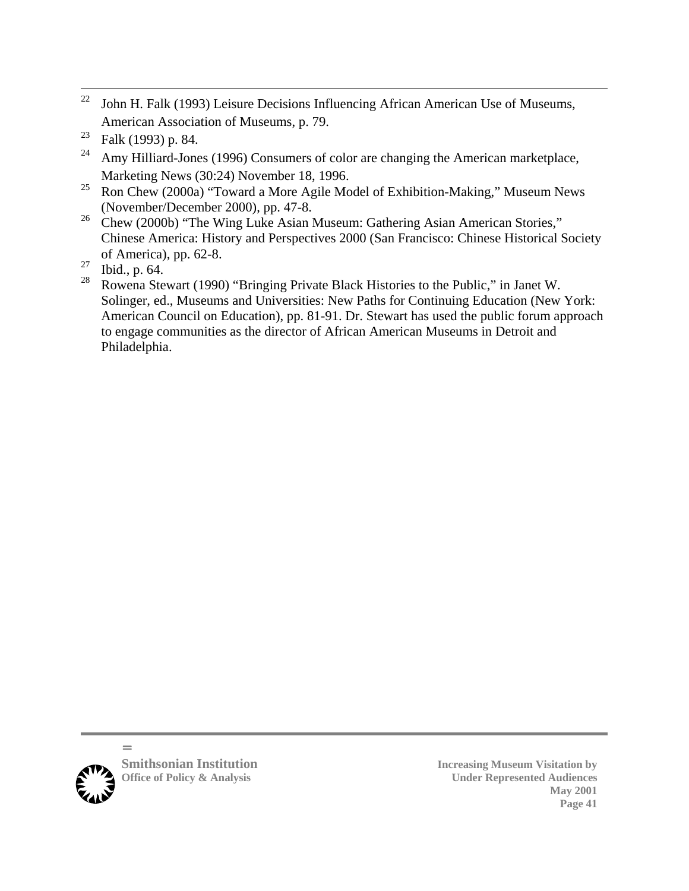[22] John H. Falk (1993) Leisure Decisions Influencing African American Use of Museums, American Association of Museums, p. 79.

[23] Falk (1993) p. 84.

[24] Amy Hilliard-Jones (1996) Consumers of color are changing the American marketplace, Marketing News (30:24) November 18, 1996.

[25] Ron Chew (2000a) “Toward a More Agile Model of Exhibition-Making,” Museum News (November/December 2000), pp. 47-8.

[26] Chew (2000b) “The Wing Luke Asian Museum: Gathering Asian American Stories,” Chinese America: History and Perspectives 2000 (San Francisco: Chinese Historical Society of America), pp. 62-8.

[27] Ibid., p. 64.

[28] Rowena Stewart (1990) “Bringing Private Black Histories to the Public,” in Janet W. Solinger, ed., Museums and Universities: New Paths for Continuing Education (New York: American Council on Education), pp. 81-91. Dr. Stewart has used the public forum approach to engage communities as the director of African American Museums in Detroit and Philadelphia.